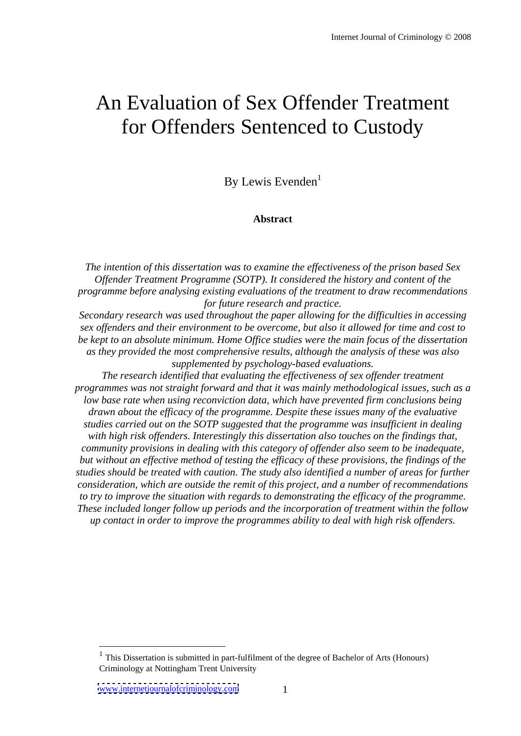# An Evaluation of Sex Offender Treatment for Offenders Sentenced to Custody

By Lewis Evenden[1]

**Abstract**

*The intention of this dissertation was to examine the effectiveness of the prison based Sex Offender Treatment Programme (SOTP). It considered the history and content of the programme before analysing existing evaluations of the treatment to draw recommendations for future research and practice.*

*Secondary research was used throughout the paper allowing for the difficulties in accessing sex offenders and their environment to be overcome, but also it allowed for time and cost to be kept to an absolute minimum. Home Office studies were the main focus of the dissertation as they provided the most comprehensive results, although the analysis of these was also supplemented by psychology-based evaluations.*

*The research identified that evaluating the effectiveness of sex offender treatment programmes was not straight forward and that it was mainly methodological issues, such as a low base rate when using reconviction data, which have prevented firm conclusions being drawn about the efficacy of the programme. Despite these issues many of the evaluative studies carried out on the SOTP suggested that the programme was insufficient in dealing with high risk offenders. Interestingly this dissertation also touches on the findings that, community provisions in dealing with this category of offender also seem to be inadequate, but without an effective method of testing the efficacy of these provisions, the findings of the studies should be treated with caution. The study also identified a number of areas for further consideration, which are outside the remit of this project, and a number of recommendations to try to improve the situation with regards to demonstrating the efficacy of the programme. These included longer follow up periods and the incorporation of treatment within the follow up contact in order to improve the programmes ability to deal with high risk offenders.*

[1] This Dissertation is submitted in part-fulfilment of the degree of Bachelor of Arts (Honours) Criminology at Nottingham Trent University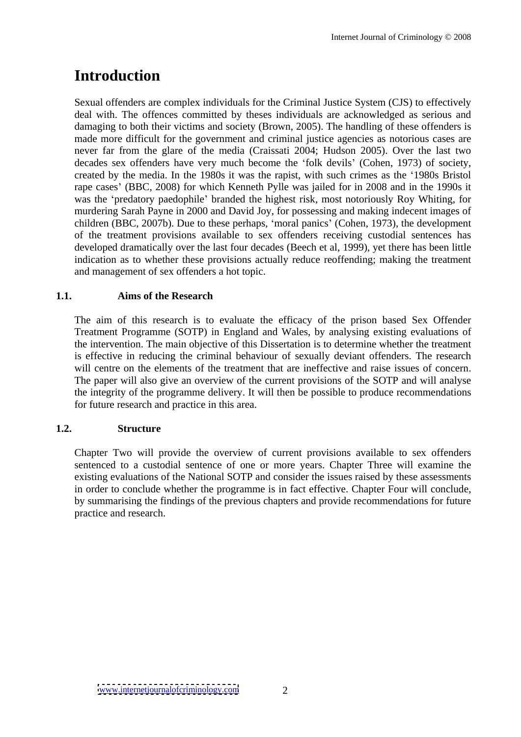# Introduction

Sexual offenders are complex individuals for the Criminal Justice System (CJS) to effectively deal with. The offences committed by theses individuals are acknowledged as serious and damaging to both their victims and society (Brown, 2005). The handling of these offenders is made more difficult for the government and criminal justice agencies as notorious cases are never far from the glare of the media (Craissati 2004; Hudson 2005). Over the last two decades sex offenders have very much become the 'folk devils' (Cohen, 1973) of society, created by the media. In the 1980s it was the rapist, with such crimes as the '1980s Bristol rape cases' (BBC, 2008) for which Kenneth Pylle was jailed for in 2008 and in the 1990s it was the 'predatory paedophile' branded the highest risk, most notoriously Roy Whiting, for murdering Sarah Payne in 2000 and David Joy, for possessing and making indecent images of children (BBC, 2007b). Due to these perhaps, 'moral panics' (Cohen, 1973), the development of the treatment provisions available to sex offenders receiving custodial sentences has developed dramatically over the last four decades (Beech et al, 1999), yet there has been little indication as to whether these provisions actually reduce reoffending; making the treatment and management of sex offenders a hot topic.

### 1.1. Aims of the Research

The aim of this research is to evaluate the efficacy of the prison based Sex Offender Treatment Programme (SOTP) in England and Wales, by analysing existing evaluations of the intervention. The main objective of this Dissertation is to determine whether the treatment is effective in reducing the criminal behaviour of sexually deviant offenders. The research will centre on the elements of the treatment that are ineffective and raise issues of concern. The paper will also give an overview of the current provisions of the SOTP and will analyse the integrity of the programme delivery. It will then be possible to produce recommendations for future research and practice in this area.

### 1.2. Structure

Chapter Two will provide the overview of current provisions available to sex offenders sentenced to a custodial sentence of one or more years. Chapter Three will examine the existing evaluations of the National SOTP and consider the issues raised by these assessments in order to conclude whether the programme is in fact effective. Chapter Four will conclude, by summarising the findings of the previous chapters and provide recommendations for future practice and research.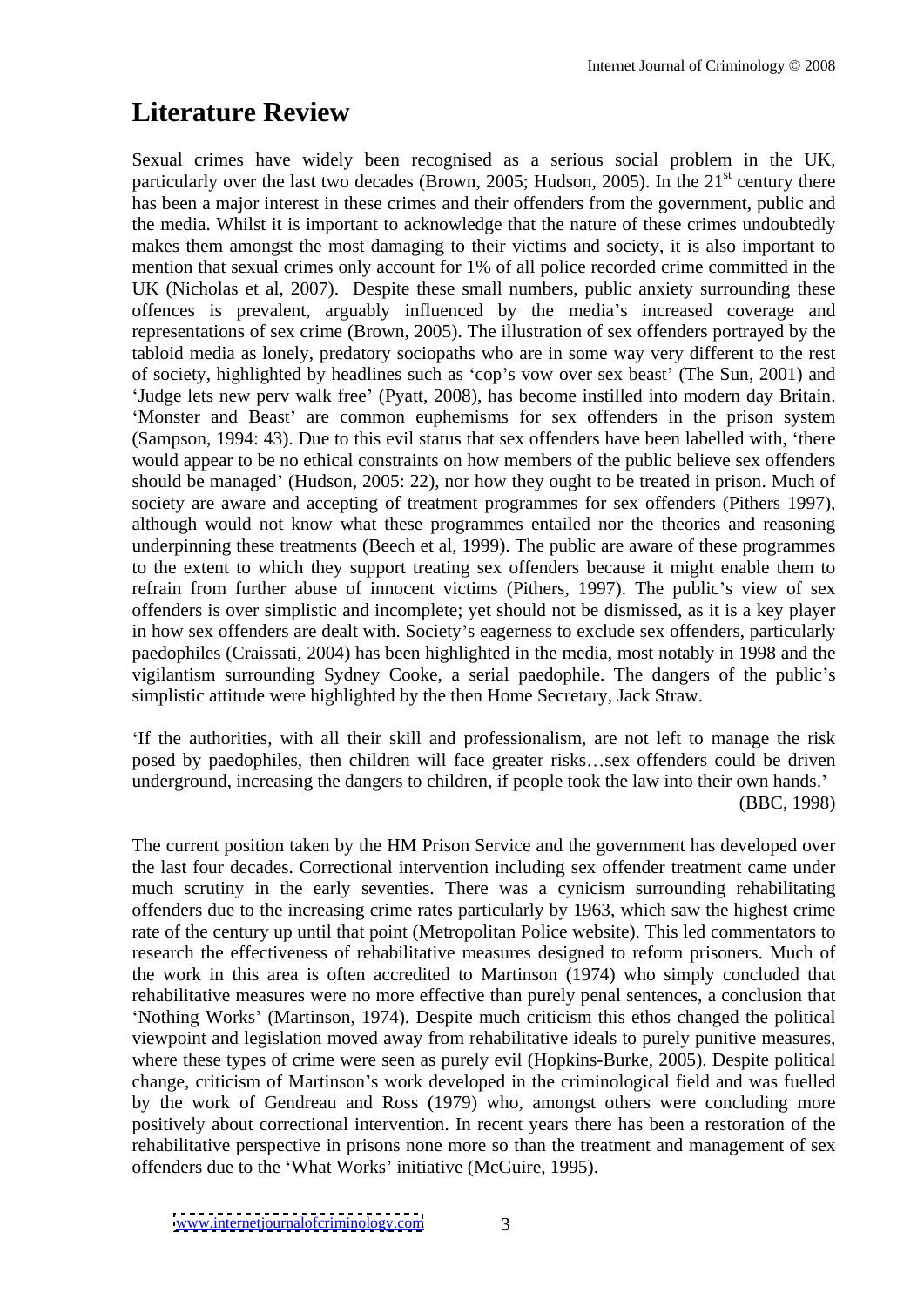# Literature Review

Sexual crimes have widely been recognised as a serious social problem in the UK, particularly over the last two decades (Brown, 2005; Hudson, 2005). In the 21st century there has been a major interest in these crimes and their offenders from the government, public and the media. Whilst it is important to acknowledge that the nature of these crimes undoubtedly makes them amongst the most damaging to their victims and society, it is also important to mention that sexual crimes only account for 1% of all police recorded crime committed in the UK (Nicholas et al, 2007). Despite these small numbers, public anxiety surrounding these offences is prevalent, arguably influenced by the media's increased coverage and representations of sex crime (Brown, 2005). The illustration of sex offenders portrayed by the tabloid media as lonely, predatory sociopaths who are in some way very different to the rest of society, highlighted by headlines such as 'cop's vow over sex beast' (The Sun, 2001) and 'Judge lets new perv walk free' (Pyatt, 2008), has become instilled into modern day Britain. 'Monster and Beast' are common euphemisms for sex offenders in the prison system (Sampson, 1994: 43). Due to this evil status that sex offenders have been labelled with, 'there would appear to be no ethical constraints on how members of the public believe sex offenders should be managed' (Hudson, 2005: 22), nor how they ought to be treated in prison. Much of society are aware and accepting of treatment programmes for sex offenders (Pithers 1997), although would not know what these programmes entailed nor the theories and reasoning underpinning these treatments (Beech et al, 1999). The public are aware of these programmes to the extent to which they support treating sex offenders because it might enable them to refrain from further abuse of innocent victims (Pithers, 1997). The public's view of sex offenders is over simplistic and incomplete; yet should not be dismissed, as it is a key player in how sex offenders are dealt with. Society's eagerness to exclude sex offenders, particularly paedophiles (Craissati, 2004) has been highlighted in the media, most notably in 1998 and the vigilantism surrounding Sydney Cooke, a serial paedophile. The dangers of the public's simplistic attitude were highlighted by the then Home Secretary, Jack Straw.

'If the authorities, with all their skill and professionalism, are not left to manage the risk posed by paedophiles, then children will face greater risks…sex offenders could be driven underground, increasing the dangers to children, if people took the law into their own hands.'

(BBC, 1998)

The current position taken by the HM Prison Service and the government has developed over the last four decades. Correctional intervention including sex offender treatment came under much scrutiny in the early seventies. There was a cynicism surrounding rehabilitating offenders due to the increasing crime rates particularly by 1963, which saw the highest crime rate of the century up until that point (Metropolitan Police website). This led commentators to research the effectiveness of rehabilitative measures designed to reform prisoners. Much of the work in this area is often accredited to Martinson (1974) who simply concluded that rehabilitative measures were no more effective than purely penal sentences, a conclusion that 'Nothing Works' (Martinson, 1974). Despite much criticism this ethos changed the political viewpoint and legislation moved away from rehabilitative ideals to purely punitive measures, where these types of crime were seen as purely evil (Hopkins-Burke, 2005). Despite political change, criticism of Martinson's work developed in the criminological field and was fuelled by the work of Gendreau and Ross (1979) who, amongst others were concluding more positively about correctional intervention. In recent years there has been a restoration of the rehabilitative perspective in prisons none more so than the treatment and management of sex offenders due to the 'What Works' initiative (McGuire, 1995).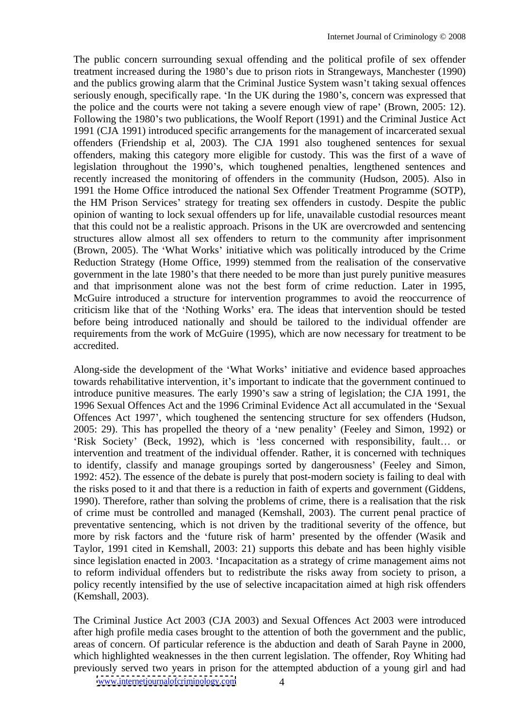The public concern surrounding sexual offending and the political profile of sex offender treatment increased during the 1980's due to prison riots in Strangeways, Manchester (1990) and the publics growing alarm that the Criminal Justice System wasn't taking sexual offences seriously enough, specifically rape. 'In the UK during the 1980's, concern was expressed that the police and the courts were not taking a severe enough view of rape' (Brown, 2005: 12). Following the 1980's two publications, the Woolf Report (1991) and the Criminal Justice Act 1991 (CJA 1991) introduced specific arrangements for the management of incarcerated sexual offenders (Friendship et al, 2003). The CJA 1991 also toughened sentences for sexual offenders, making this category more eligible for custody. This was the first of a wave of legislation throughout the 1990's, which toughened penalties, lengthened sentences and recently increased the monitoring of offenders in the community (Hudson, 2005). Also in 1991 the Home Office introduced the national Sex Offender Treatment Programme (SOTP), the HM Prison Services' strategy for treating sex offenders in custody. Despite the public opinion of wanting to lock sexual offenders up for life, unavailable custodial resources meant that this could not be a realistic approach. Prisons in the UK are overcrowded and sentencing structures allow almost all sex offenders to return to the community after imprisonment (Brown, 2005). The 'What Works' initiative which was politically introduced by the Crime Reduction Strategy (Home Office, 1999) stemmed from the realisation of the conservative government in the late 1980's that there needed to be more than just purely punitive measures and that imprisonment alone was not the best form of crime reduction. Later in 1995, McGuire introduced a structure for intervention programmes to avoid the reoccurrence of criticism like that of the 'Nothing Works' era. The ideas that intervention should be tested before being introduced nationally and should be tailored to the individual offender are requirements from the work of McGuire (1995), which are now necessary for treatment to be accredited.

Along-side the development of the 'What Works' initiative and evidence based approaches towards rehabilitative intervention, it's important to indicate that the government continued to introduce punitive measures. The early 1990's saw a string of legislation; the CJA 1991, the 1996 Sexual Offences Act and the 1996 Criminal Evidence Act all accumulated in the 'Sexual Offences Act 1997', which toughened the sentencing structure for sex offenders (Hudson, 2005: 29). This has propelled the theory of a 'new penality' (Feeley and Simon, 1992) or 'Risk Society' (Beck, 1992), which is 'less concerned with responsibility, fault… or intervention and treatment of the individual offender. Rather, it is concerned with techniques to identify, classify and manage groupings sorted by dangerousness' (Feeley and Simon, 1992: 452). The essence of the debate is purely that post-modern society is failing to deal with the risks posed to it and that there is a reduction in faith of experts and government (Giddens, 1990). Therefore, rather than solving the problems of crime, there is a realisation that the risk of crime must be controlled and managed (Kemshall, 2003). The current penal practice of preventative sentencing, which is not driven by the traditional severity of the offence, but more by risk factors and the 'future risk of harm' presented by the offender (Wasik and Taylor, 1991 cited in Kemshall, 2003: 21) supports this debate and has been highly visible since legislation enacted in 2003. 'Incapacitation as a strategy of crime management aims not to reform individual offenders but to redistribute the risks away from society to prison, a policy recently intensified by the use of selective incapacitation aimed at high risk offenders (Kemshall, 2003).

The Criminal Justice Act 2003 (CJA 2003) and Sexual Offences Act 2003 were introduced after high profile media cases brought to the attention of both the government and the public, areas of concern. Of particular reference is the abduction and death of Sarah Payne in 2000, which highlighted weaknesses in the then current legislation. The offender, Roy Whiting had previously served two years in prison for the attempted abduction of a young girl and had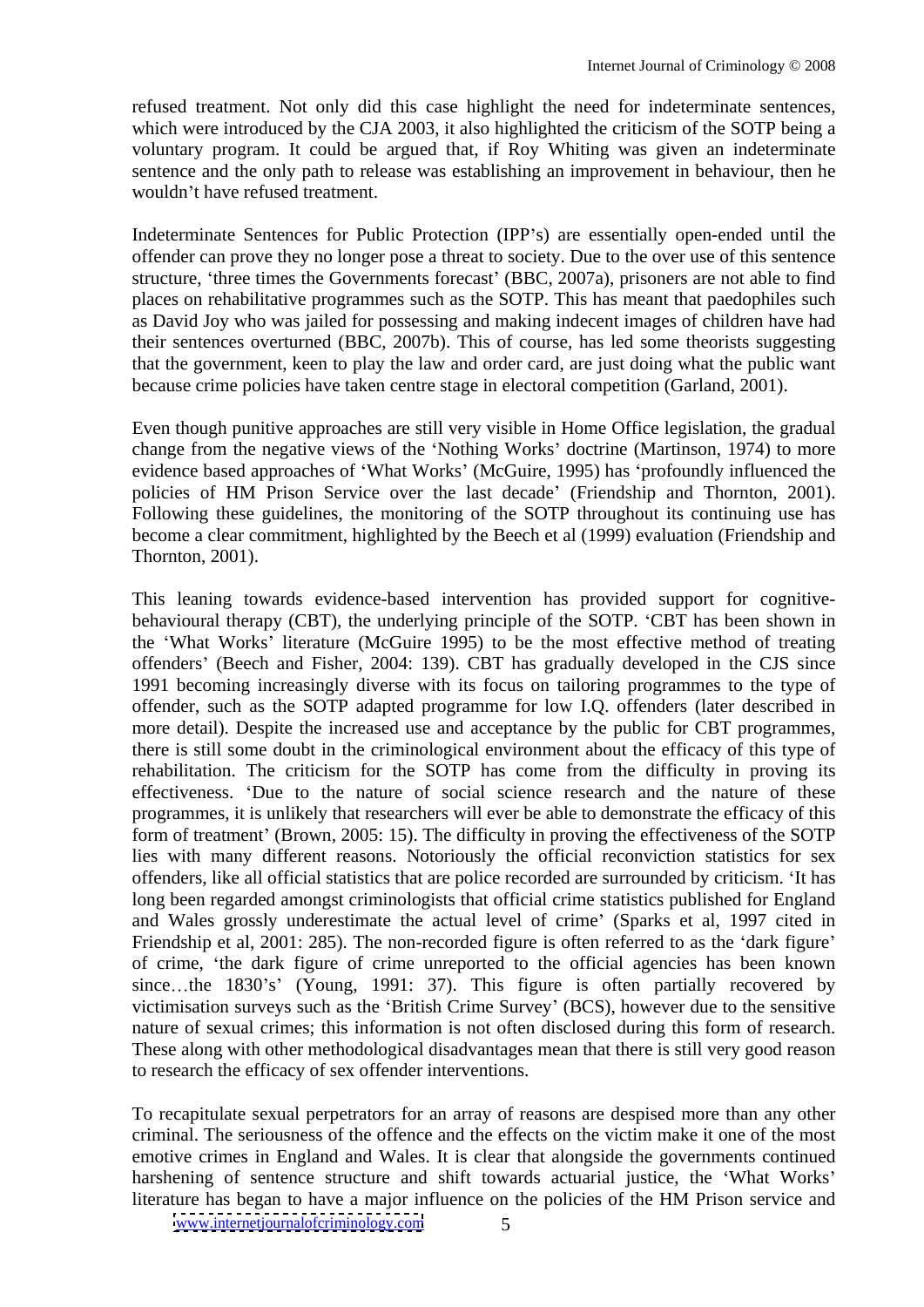refused treatment. Not only did this case highlight the need for indeterminate sentences, which were introduced by the CJA 2003, it also highlighted the criticism of the SOTP being a voluntary program. It could be argued that, if Roy Whiting was given an indeterminate sentence and the only path to release was establishing an improvement in behaviour, then he wouldn't have refused treatment.

Indeterminate Sentences for Public Protection (IPP's) are essentially open-ended until the offender can prove they no longer pose a threat to society. Due to the over use of this sentence structure, 'three times the Governments forecast' (BBC, 2007a), prisoners are not able to find places on rehabilitative programmes such as the SOTP. This has meant that paedophiles such as David Joy who was jailed for possessing and making indecent images of children have had their sentences overturned (BBC, 2007b). This of course, has led some theorists suggesting that the government, keen to play the law and order card, are just doing what the public want because crime policies have taken centre stage in electoral competition (Garland, 2001).

Even though punitive approaches are still very visible in Home Office legislation, the gradual change from the negative views of the 'Nothing Works' doctrine (Martinson, 1974) to more evidence based approaches of 'What Works' (McGuire, 1995) has 'profoundly influenced the policies of HM Prison Service over the last decade' (Friendship and Thornton, 2001). Following these guidelines, the monitoring of the SOTP throughout its continuing use has become a clear commitment, highlighted by the Beech et al (1999) evaluation (Friendship and Thornton, 2001).

This leaning towards evidence-based intervention has provided support for cognitive-behavioural therapy (CBT), the underlying principle of the SOTP. 'CBT has been shown in the 'What Works' literature (McGuire 1995) to be the most effective method of treating offenders' (Beech and Fisher, 2004: 139). CBT has gradually developed in the CJS since 1991 becoming increasingly diverse with its focus on tailoring programmes to the type of offender, such as the SOTP adapted programme for low I.Q. offenders (later described in more detail). Despite the increased use and acceptance by the public for CBT programmes, there is still some doubt in the criminological environment about the efficacy of this type of rehabilitation. The criticism for the SOTP has come from the difficulty in proving its effectiveness. 'Due to the nature of social science research and the nature of these programmes, it is unlikely that researchers will ever be able to demonstrate the efficacy of this form of treatment' (Brown, 2005: 15). The difficulty in proving the effectiveness of the SOTP lies with many different reasons. Notoriously the official reconviction statistics for sex offenders, like all official statistics that are police recorded are surrounded by criticism. 'It has long been regarded amongst criminologists that official crime statistics published for England and Wales grossly underestimate the actual level of crime' (Sparks et al, 1997 cited in Friendship et al, 2001: 285). The non-recorded figure is often referred to as the 'dark figure' of crime, 'the dark figure of crime unreported to the official agencies has been known since…the 1830's' (Young, 1991: 37). This figure is often partially recovered by victimisation surveys such as the 'British Crime Survey' (BCS), however due to the sensitive nature of sexual crimes; this information is not often disclosed during this form of research. These along with other methodological disadvantages mean that there is still very good reason to research the efficacy of sex offender interventions.

To recapitulate sexual perpetrators for an array of reasons are despised more than any other criminal. The seriousness of the offence and the effects on the victim make it one of the most emotive crimes in England and Wales. It is clear that alongside the governments continued harshening of sentence structure and shift towards actuarial justice, the 'What Works' literature has began to have a major influence on the policies of the HM Prison service and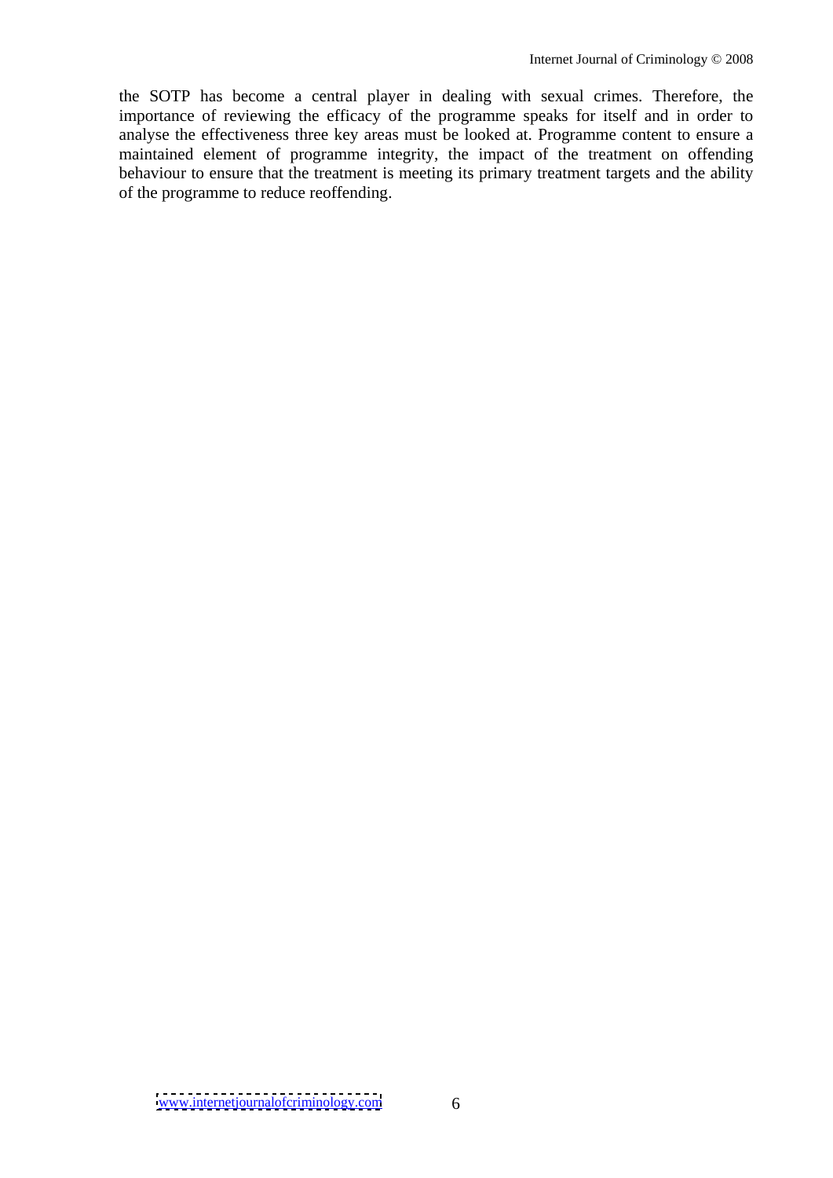the SOTP has become a central player in dealing with sexual crimes. Therefore, the importance of reviewing the efficacy of the programme speaks for itself and in order to analyse the effectiveness three key areas must be looked at. Programme content to ensure a maintained element of programme integrity, the impact of the treatment on offending behaviour to ensure that the treatment is meeting its primary treatment targets and the ability of the programme to reduce reoffending.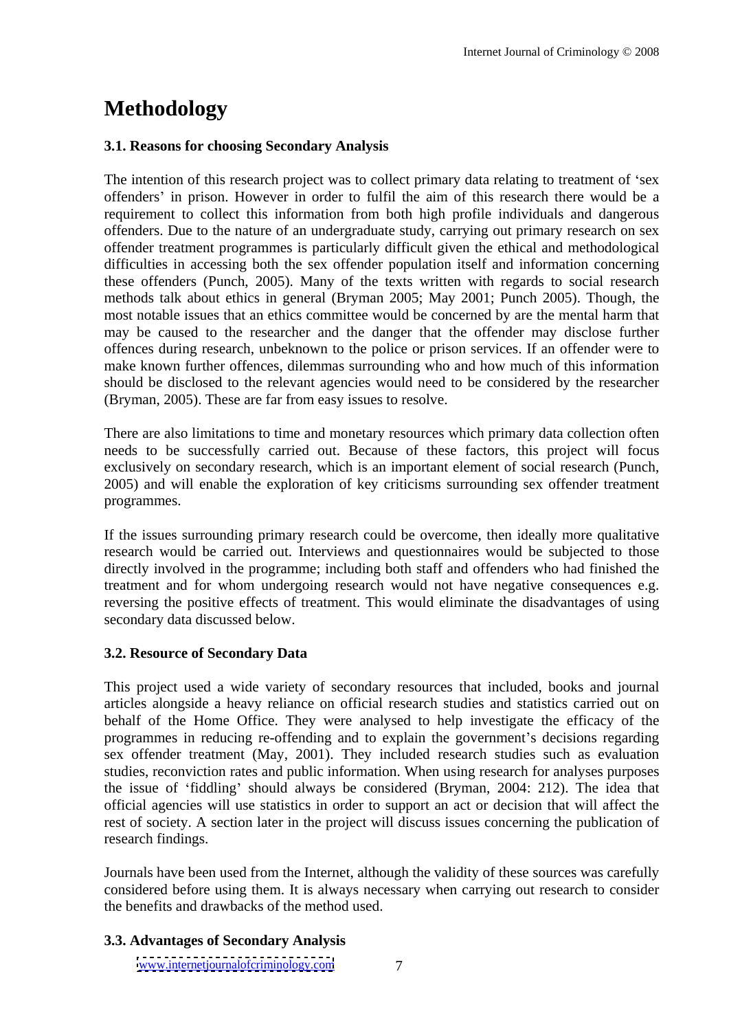# Methodology

### 3.1. Reasons for choosing Secondary Analysis

The intention of this research project was to collect primary data relating to treatment of 'sex offenders' in prison. However in order to fulfil the aim of this research there would be a requirement to collect this information from both high profile individuals and dangerous offenders. Due to the nature of an undergraduate study, carrying out primary research on sex offender treatment programmes is particularly difficult given the ethical and methodological difficulties in accessing both the sex offender population itself and information concerning these offenders (Punch, 2005). Many of the texts written with regards to social research methods talk about ethics in general (Bryman 2005; May 2001; Punch 2005). Though, the most notable issues that an ethics committee would be concerned by are the mental harm that may be caused to the researcher and the danger that the offender may disclose further offences during research, unbeknown to the police or prison services. If an offender were to make known further offences, dilemmas surrounding who and how much of this information should be disclosed to the relevant agencies would need to be considered by the researcher (Bryman, 2005). These are far from easy issues to resolve.

There are also limitations to time and monetary resources which primary data collection often needs to be successfully carried out. Because of these factors, this project will focus exclusively on secondary research, which is an important element of social research (Punch, 2005) and will enable the exploration of key criticisms surrounding sex offender treatment programmes.

If the issues surrounding primary research could be overcome, then ideally more qualitative research would be carried out. Interviews and questionnaires would be subjected to those directly involved in the programme; including both staff and offenders who had finished the treatment and for whom undergoing research would not have negative consequences e.g. reversing the positive effects of treatment. This would eliminate the disadvantages of using secondary data discussed below.

### 3.2. Resource of Secondary Data

This project used a wide variety of secondary resources that included, books and journal articles alongside a heavy reliance on official research studies and statistics carried out on behalf of the Home Office. They were analysed to help investigate the efficacy of the programmes in reducing re-offending and to explain the government's decisions regarding sex offender treatment (May, 2001). They included research studies such as evaluation studies, reconviction rates and public information. When using research for analyses purposes the issue of 'fiddling' should always be considered (Bryman, 2004: 212). The idea that official agencies will use statistics in order to support an act or decision that will affect the rest of society. A section later in the project will discuss issues concerning the publication of research findings.

Journals have been used from the Internet, although the validity of these sources was carefully considered before using them. It is always necessary when carrying out research to consider the benefits and drawbacks of the method used.

### 3.3. Advantages of Secondary Analysis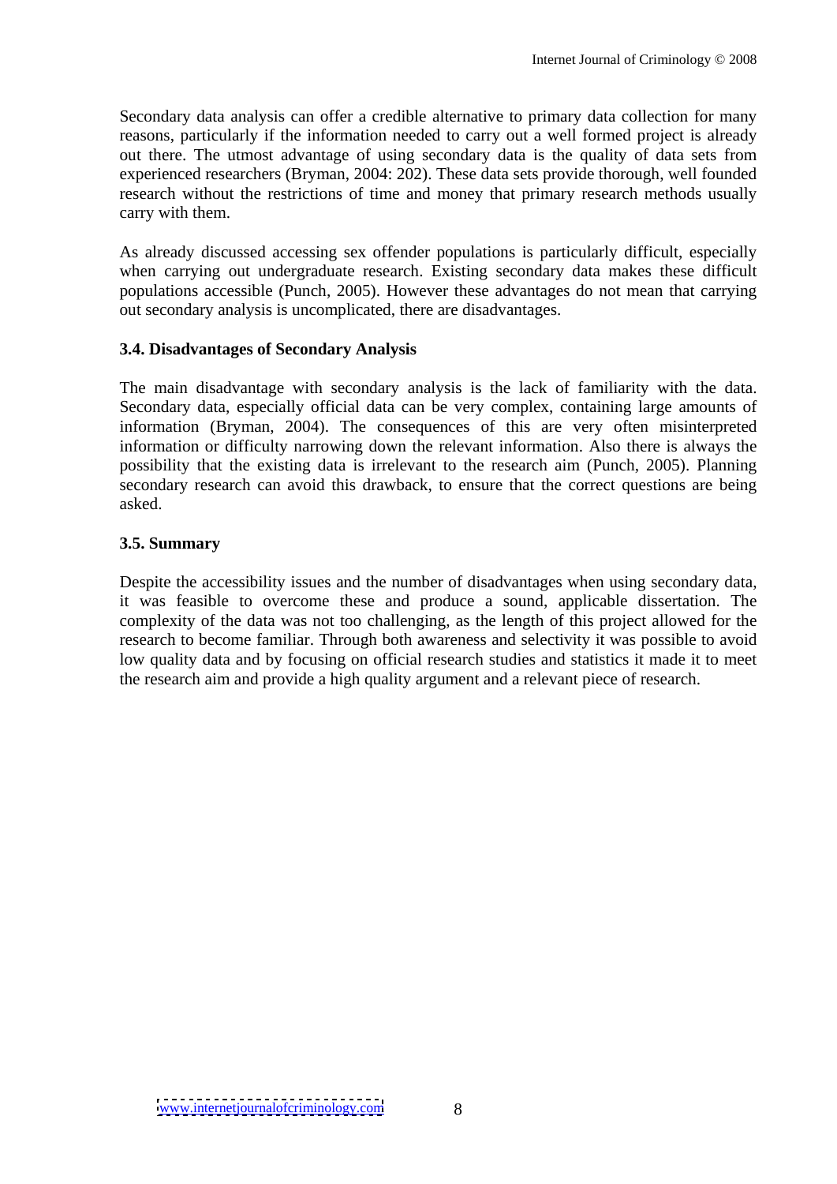Secondary data analysis can offer a credible alternative to primary data collection for many reasons, particularly if the information needed to carry out a well formed project is already out there. The utmost advantage of using secondary data is the quality of data sets from experienced researchers (Bryman, 2004: 202). These data sets provide thorough, well founded research without the restrictions of time and money that primary research methods usually carry with them.

As already discussed accessing sex offender populations is particularly difficult, especially when carrying out undergraduate research. Existing secondary data makes these difficult populations accessible (Punch, 2005). However these advantages do not mean that carrying out secondary analysis is uncomplicated, there are disadvantages.

### 3.4. Disadvantages of Secondary Analysis

The main disadvantage with secondary analysis is the lack of familiarity with the data. Secondary data, especially official data can be very complex, containing large amounts of information (Bryman, 2004). The consequences of this are very often misinterpreted information or difficulty narrowing down the relevant information. Also there is always the possibility that the existing data is irrelevant to the research aim (Punch, 2005). Planning secondary research can avoid this drawback, to ensure that the correct questions are being asked.

### 3.5. Summary

Despite the accessibility issues and the number of disadvantages when using secondary data, it was feasible to overcome these and produce a sound, applicable dissertation. The complexity of the data was not too challenging, as the length of this project allowed for the research to become familiar. Through both awareness and selectivity it was possible to avoid low quality data and by focusing on official research studies and statistics it made it to meet the research aim and provide a high quality argument and a relevant piece of research.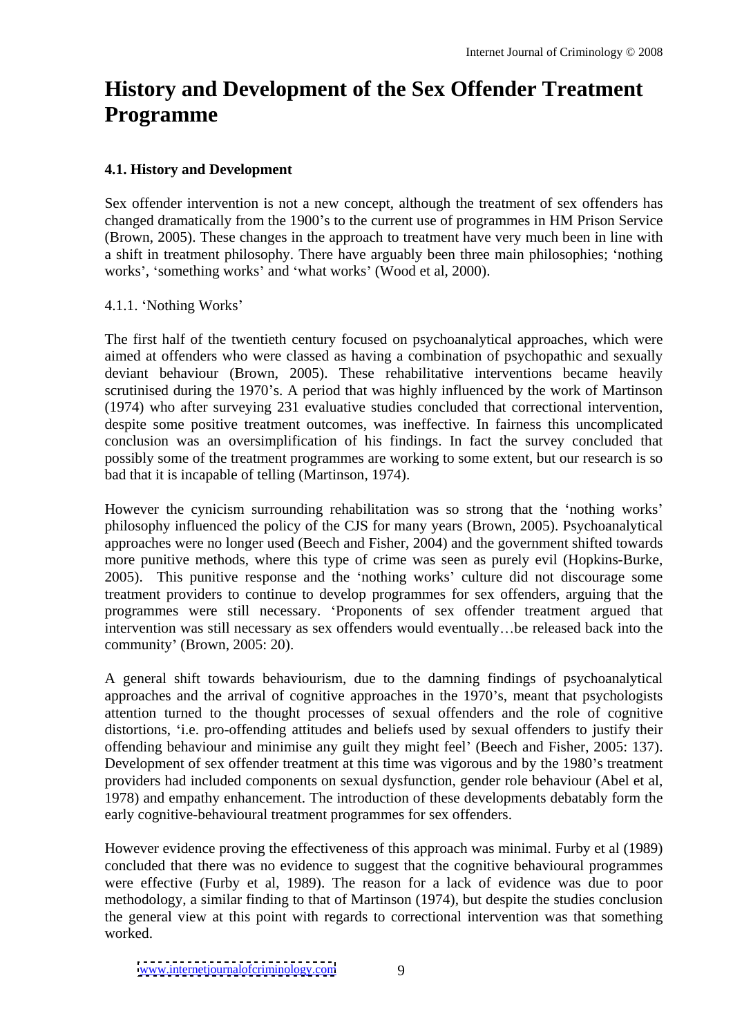# History and Development of the Sex Offender Treatment Programme

### 4.1. History and Development

Sex offender intervention is not a new concept, although the treatment of sex offenders has changed dramatically from the 1900's to the current use of programmes in HM Prison Service (Brown, 2005). These changes in the approach to treatment have very much been in line with a shift in treatment philosophy. There have arguably been three main philosophies; 'nothing works', 'something works' and 'what works' (Wood et al, 2000).

4.1.1. 'Nothing Works'

The first half of the twentieth century focused on psychoanalytical approaches, which were aimed at offenders who were classed as having a combination of psychopathic and sexually deviant behaviour (Brown, 2005). These rehabilitative interventions became heavily scrutinised during the 1970's. A period that was highly influenced by the work of Martinson (1974) who after surveying 231 evaluative studies concluded that correctional intervention, despite some positive treatment outcomes, was ineffective. In fairness this uncomplicated conclusion was an oversimplification of his findings. In fact the survey concluded that possibly some of the treatment programmes are working to some extent, but our research is so bad that it is incapable of telling (Martinson, 1974).

However the cynicism surrounding rehabilitation was so strong that the 'nothing works' philosophy influenced the policy of the CJS for many years (Brown, 2005). Psychoanalytical approaches were no longer used (Beech and Fisher, 2004) and the government shifted towards more punitive methods, where this type of crime was seen as purely evil (Hopkins-Burke, 2005). This punitive response and the 'nothing works' culture did not discourage some treatment providers to continue to develop programmes for sex offenders, arguing that the programmes were still necessary. 'Proponents of sex offender treatment argued that intervention was still necessary as sex offenders would eventually…be released back into the community' (Brown, 2005: 20).

A general shift towards behaviourism, due to the damning findings of psychoanalytical approaches and the arrival of cognitive approaches in the 1970's, meant that psychologists attention turned to the thought processes of sexual offenders and the role of cognitive distortions, 'i.e. pro-offending attitudes and beliefs used by sexual offenders to justify their offending behaviour and minimise any guilt they might feel' (Beech and Fisher, 2005: 137). Development of sex offender treatment at this time was vigorous and by the 1980's treatment providers had included components on sexual dysfunction, gender role behaviour (Abel et al, 1978) and empathy enhancement. The introduction of these developments debatably form the early cognitive-behavioural treatment programmes for sex offenders.

However evidence proving the effectiveness of this approach was minimal. Furby et al (1989) concluded that there was no evidence to suggest that the cognitive behavioural programmes were effective (Furby et al, 1989). The reason for a lack of evidence was due to poor methodology, a similar finding to that of Martinson (1974), but despite the studies conclusion the general view at this point with regards to correctional intervention was that something worked.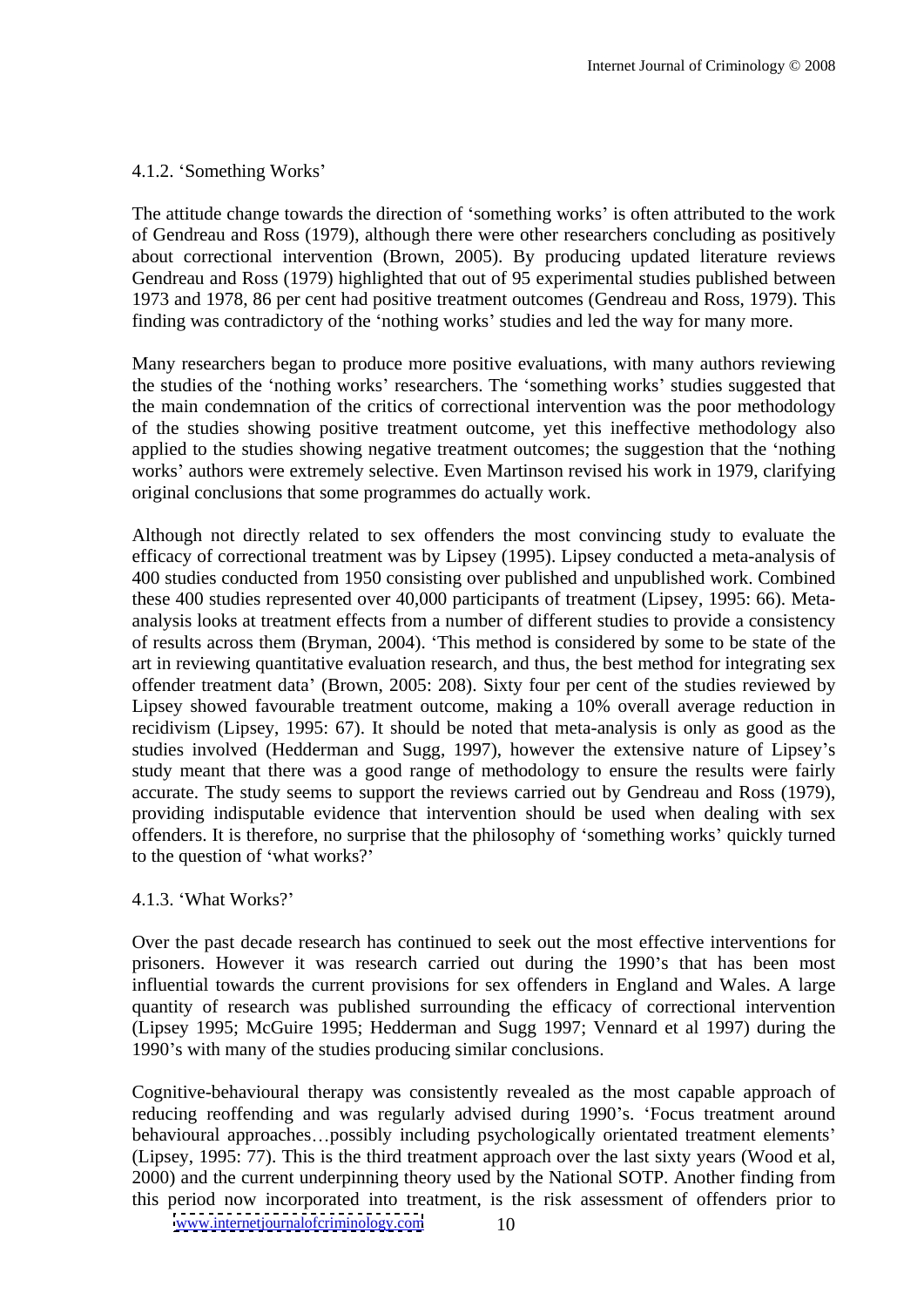#### 4.1.2. 'Something Works'

The attitude change towards the direction of 'something works' is often attributed to the work of Gendreau and Ross (1979), although there were other researchers concluding as positively about correctional intervention (Brown, 2005). By producing updated literature reviews Gendreau and Ross (1979) highlighted that out of 95 experimental studies published between 1973 and 1978, 86 per cent had positive treatment outcomes (Gendreau and Ross, 1979). This finding was contradictory of the 'nothing works' studies and led the way for many more.

Many researchers began to produce more positive evaluations, with many authors reviewing the studies of the 'nothing works' researchers. The 'something works' studies suggested that the main condemnation of the critics of correctional intervention was the poor methodology of the studies showing positive treatment outcome, yet this ineffective methodology also applied to the studies showing negative treatment outcomes; the suggestion that the 'nothing works' authors were extremely selective. Even Martinson revised his work in 1979, clarifying original conclusions that some programmes do actually work.

Although not directly related to sex offenders the most convincing study to evaluate the efficacy of correctional treatment was by Lipsey (1995). Lipsey conducted a meta-analysis of 400 studies conducted from 1950 consisting over published and unpublished work. Combined these 400 studies represented over 40,000 participants of treatment (Lipsey, 1995: 66). Meta-analysis looks at treatment effects from a number of different studies to provide a consistency of results across them (Bryman, 2004). 'This method is considered by some to be state of the art in reviewing quantitative evaluation research, and thus, the best method for integrating sex offender treatment data' (Brown, 2005: 208). Sixty four per cent of the studies reviewed by Lipsey showed favourable treatment outcome, making a 10% overall average reduction in recidivism (Lipsey, 1995: 67). It should be noted that meta-analysis is only as good as the studies involved (Hedderman and Sugg, 1997), however the extensive nature of Lipsey's study meant that there was a good range of methodology to ensure the results were fairly accurate. The study seems to support the reviews carried out by Gendreau and Ross (1979), providing indisputable evidence that intervention should be used when dealing with sex offenders. It is therefore, no surprise that the philosophy of 'something works' quickly turned to the question of 'what works?'

#### 4.1.3. 'What Works?'

Over the past decade research has continued to seek out the most effective interventions for prisoners. However it was research carried out during the 1990's that has been most influential towards the current provisions for sex offenders in England and Wales. A large quantity of research was published surrounding the efficacy of correctional intervention (Lipsey 1995; McGuire 1995; Hedderman and Sugg 1997; Vennard et al 1997) during the 1990's with many of the studies producing similar conclusions.

Cognitive-behavioural therapy was consistently revealed as the most capable approach of reducing reoffending and was regularly advised during 1990's. 'Focus treatment around behavioural approaches…possibly including psychologically orientated treatment elements' (Lipsey, 1995: 77). This is the third treatment approach over the last sixty years (Wood et al, 2000) and the current underpinning theory used by the National SOTP. Another finding from this period now incorporated into treatment, is the risk assessment of offenders prior to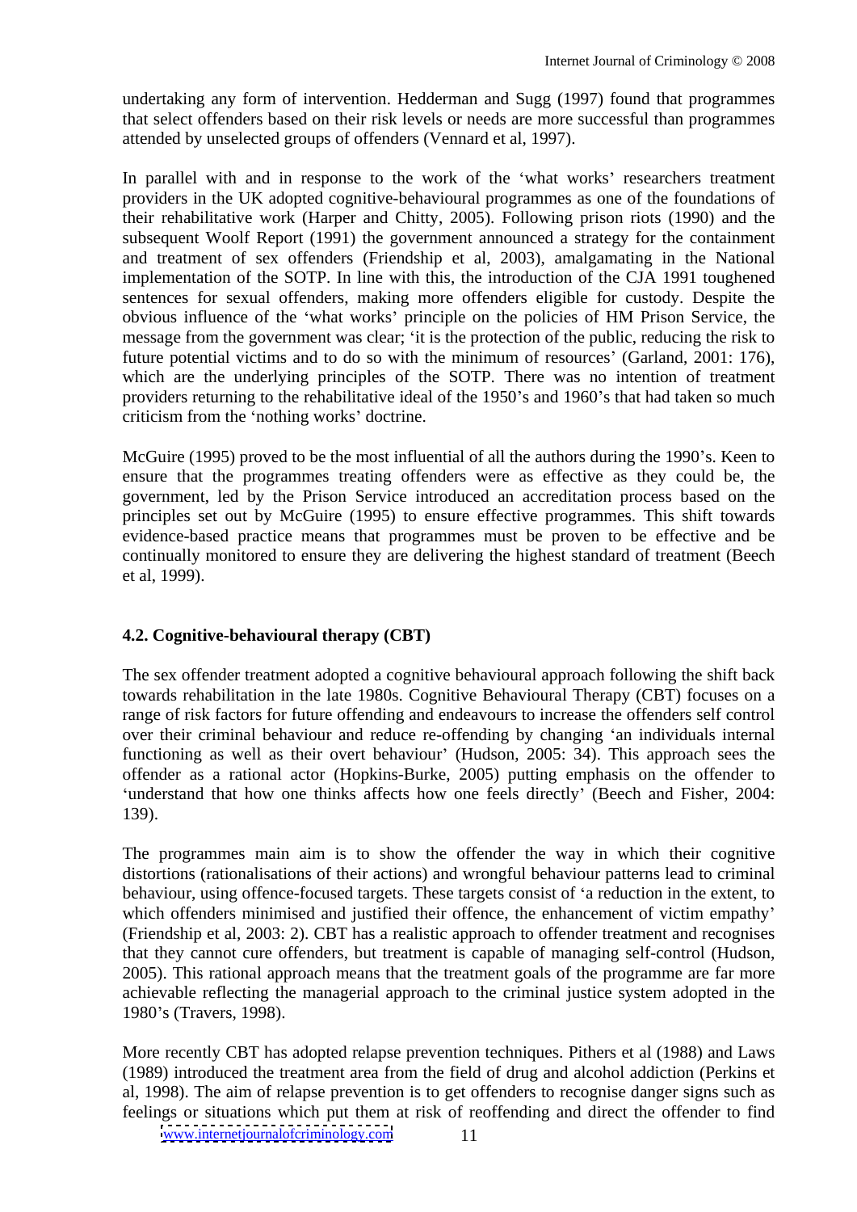undertaking any form of intervention. Hedderman and Sugg (1997) found that programmes that select offenders based on their risk levels or needs are more successful than programmes attended by unselected groups of offenders (Vennard et al, 1997).

In parallel with and in response to the work of the 'what works' researchers treatment providers in the UK adopted cognitive-behavioural programmes as one of the foundations of their rehabilitative work (Harper and Chitty, 2005). Following prison riots (1990) and the subsequent Woolf Report (1991) the government announced a strategy for the containment and treatment of sex offenders (Friendship et al, 2003), amalgamating in the National implementation of the SOTP. In line with this, the introduction of the CJA 1991 toughened sentences for sexual offenders, making more offenders eligible for custody. Despite the obvious influence of the 'what works' principle on the policies of HM Prison Service, the message from the government was clear; 'it is the protection of the public, reducing the risk to future potential victims and to do so with the minimum of resources' (Garland, 2001: 176), which are the underlying principles of the SOTP. There was no intention of treatment providers returning to the rehabilitative ideal of the 1950's and 1960's that had taken so much criticism from the 'nothing works' doctrine.

McGuire (1995) proved to be the most influential of all the authors during the 1990's. Keen to ensure that the programmes treating offenders were as effective as they could be, the government, led by the Prison Service introduced an accreditation process based on the principles set out by McGuire (1995) to ensure effective programmes. This shift towards evidence-based practice means that programmes must be proven to be effective and be continually monitored to ensure they are delivering the highest standard of treatment (Beech et al, 1999).

### 4.2. Cognitive-behavioural therapy (CBT)

The sex offender treatment adopted a cognitive behavioural approach following the shift back towards rehabilitation in the late 1980s. Cognitive Behavioural Therapy (CBT) focuses on a range of risk factors for future offending and endeavours to increase the offenders self control over their criminal behaviour and reduce re-offending by changing 'an individuals internal functioning as well as their overt behaviour' (Hudson, 2005: 34). This approach sees the offender as a rational actor (Hopkins-Burke, 2005) putting emphasis on the offender to 'understand that how one thinks affects how one feels directly' (Beech and Fisher, 2004: 139).

The programmes main aim is to show the offender the way in which their cognitive distortions (rationalisations of their actions) and wrongful behaviour patterns lead to criminal behaviour, using offence-focused targets. These targets consist of 'a reduction in the extent, to which offenders minimised and justified their offence, the enhancement of victim empathy' (Friendship et al, 2003: 2). CBT has a realistic approach to offender treatment and recognises that they cannot cure offenders, but treatment is capable of managing self-control (Hudson, 2005). This rational approach means that the treatment goals of the programme are far more achievable reflecting the managerial approach to the criminal justice system adopted in the 1980's (Travers, 1998).

More recently CBT has adopted relapse prevention techniques. Pithers et al (1988) and Laws (1989) introduced the treatment area from the field of drug and alcohol addiction (Perkins et al, 1998). The aim of relapse prevention is to get offenders to recognise danger signs such as feelings or situations which put them at risk of reoffending and direct the offender to find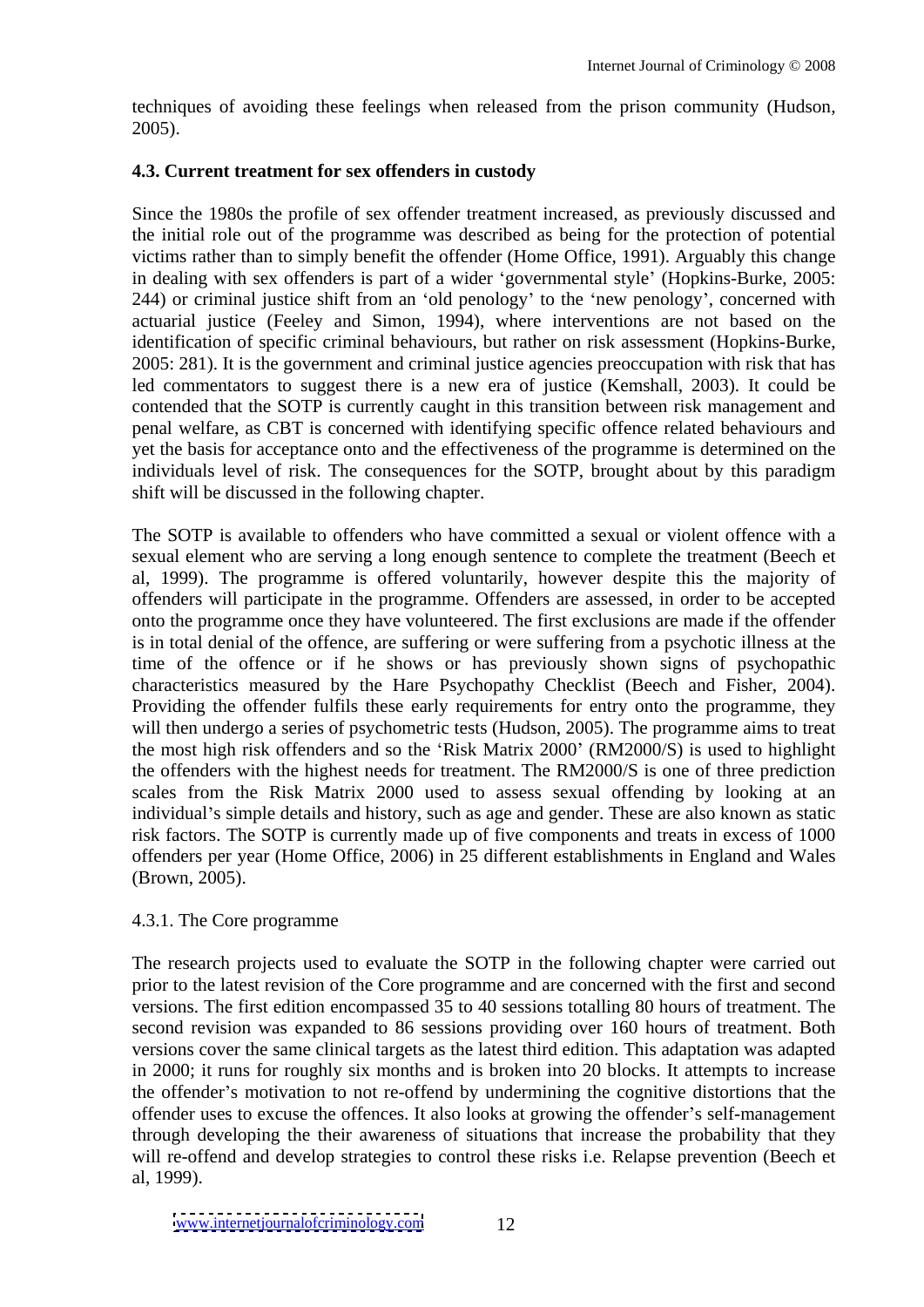techniques of avoiding these feelings when released from the prison community (Hudson, 2005).

### 4.3. Current treatment for sex offenders in custody

Since the 1980s the profile of sex offender treatment increased, as previously discussed and the initial role out of the programme was described as being for the protection of potential victims rather than to simply benefit the offender (Home Office, 1991). Arguably this change in dealing with sex offenders is part of a wider 'governmental style' (Hopkins-Burke, 2005: 244) or criminal justice shift from an 'old penology' to the 'new penology', concerned with actuarial justice (Feeley and Simon, 1994), where interventions are not based on the identification of specific criminal behaviours, but rather on risk assessment (Hopkins-Burke, 2005: 281). It is the government and criminal justice agencies preoccupation with risk that has led commentators to suggest there is a new era of justice (Kemshall, 2003). It could be contended that the SOTP is currently caught in this transition between risk management and penal welfare, as CBT is concerned with identifying specific offence related behaviours and yet the basis for acceptance onto and the effectiveness of the programme is determined on the individuals level of risk. The consequences for the SOTP, brought about by this paradigm shift will be discussed in the following chapter.

The SOTP is available to offenders who have committed a sexual or violent offence with a sexual element who are serving a long enough sentence to complete the treatment (Beech et al, 1999). The programme is offered voluntarily, however despite this the majority of offenders will participate in the programme. Offenders are assessed, in order to be accepted onto the programme once they have volunteered. The first exclusions are made if the offender is in total denial of the offence, are suffering or were suffering from a psychotic illness at the time of the offence or if he shows or has previously shown signs of psychopathic characteristics measured by the Hare Psychopathy Checklist (Beech and Fisher, 2004). Providing the offender fulfils these early requirements for entry onto the programme, they will then undergo a series of psychometric tests (Hudson, 2005). The programme aims to treat the most high risk offenders and so the 'Risk Matrix 2000' (RM2000/S) is used to highlight the offenders with the highest needs for treatment. The RM2000/S is one of three prediction scales from the Risk Matrix 2000 used to assess sexual offending by looking at an individual's simple details and history, such as age and gender. These are also known as static risk factors. The SOTP is currently made up of five components and treats in excess of 1000 offenders per year (Home Office, 2006) in 25 different establishments in England and Wales (Brown, 2005).

#### 4.3.1. The Core programme

The research projects used to evaluate the SOTP in the following chapter were carried out prior to the latest revision of the Core programme and are concerned with the first and second versions. The first edition encompassed 35 to 40 sessions totalling 80 hours of treatment. The second revision was expanded to 86 sessions providing over 160 hours of treatment. Both versions cover the same clinical targets as the latest third edition. This adaptation was adapted in 2000; it runs for roughly six months and is broken into 20 blocks. It attempts to increase the offender's motivation to not re-offend by undermining the cognitive distortions that the offender uses to excuse the offences. It also looks at growing the offender's self-management through developing the their awareness of situations that increase the probability that they will re-offend and develop strategies to control these risks i.e. Relapse prevention (Beech et al, 1999).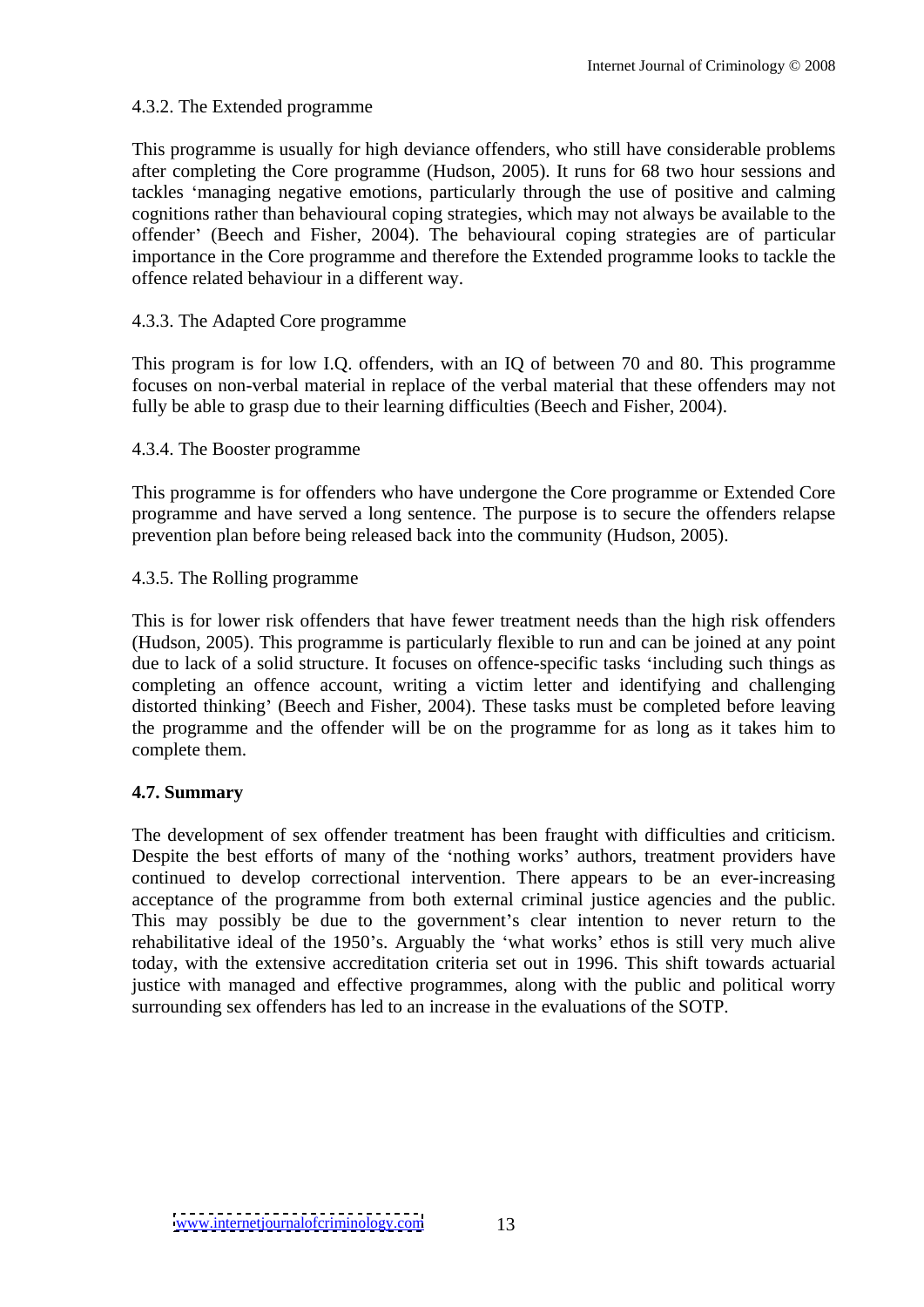4.3.2. The Extended programme

This programme is usually for high deviance offenders, who still have considerable problems after completing the Core programme (Hudson, 2005). It runs for 68 two hour sessions and tackles 'managing negative emotions, particularly through the use of positive and calming cognitions rather than behavioural coping strategies, which may not always be available to the offender' (Beech and Fisher, 2004). The behavioural coping strategies are of particular importance in the Core programme and therefore the Extended programme looks to tackle the offence related behaviour in a different way.

4.3.3. The Adapted Core programme

This program is for low I.Q. offenders, with an IQ of between 70 and 80. This programme focuses on non-verbal material in replace of the verbal material that these offenders may not fully be able to grasp due to their learning difficulties (Beech and Fisher, 2004).

4.3.4. The Booster programme

This programme is for offenders who have undergone the Core programme or Extended Core programme and have served a long sentence. The purpose is to secure the offenders relapse prevention plan before being released back into the community (Hudson, 2005).

4.3.5. The Rolling programme

This is for lower risk offenders that have fewer treatment needs than the high risk offenders (Hudson, 2005). This programme is particularly flexible to run and can be joined at any point due to lack of a solid structure. It focuses on offence-specific tasks 'including such things as completing an offence account, writing a victim letter and identifying and challenging distorted thinking' (Beech and Fisher, 2004). These tasks must be completed before leaving the programme and the offender will be on the programme for as long as it takes him to complete them.

**4.7. Summary**

The development of sex offender treatment has been fraught with difficulties and criticism. Despite the best efforts of many of the 'nothing works' authors, treatment providers have continued to develop correctional intervention. There appears to be an ever-increasing acceptance of the programme from both external criminal justice agencies and the public. This may possibly be due to the government's clear intention to never return to the rehabilitative ideal of the 1950's. Arguably the 'what works' ethos is still very much alive today, with the extensive accreditation criteria set out in 1996. This shift towards actuarial justice with managed and effective programmes, along with the public and political worry surrounding sex offenders has led to an increase in the evaluations of the SOTP.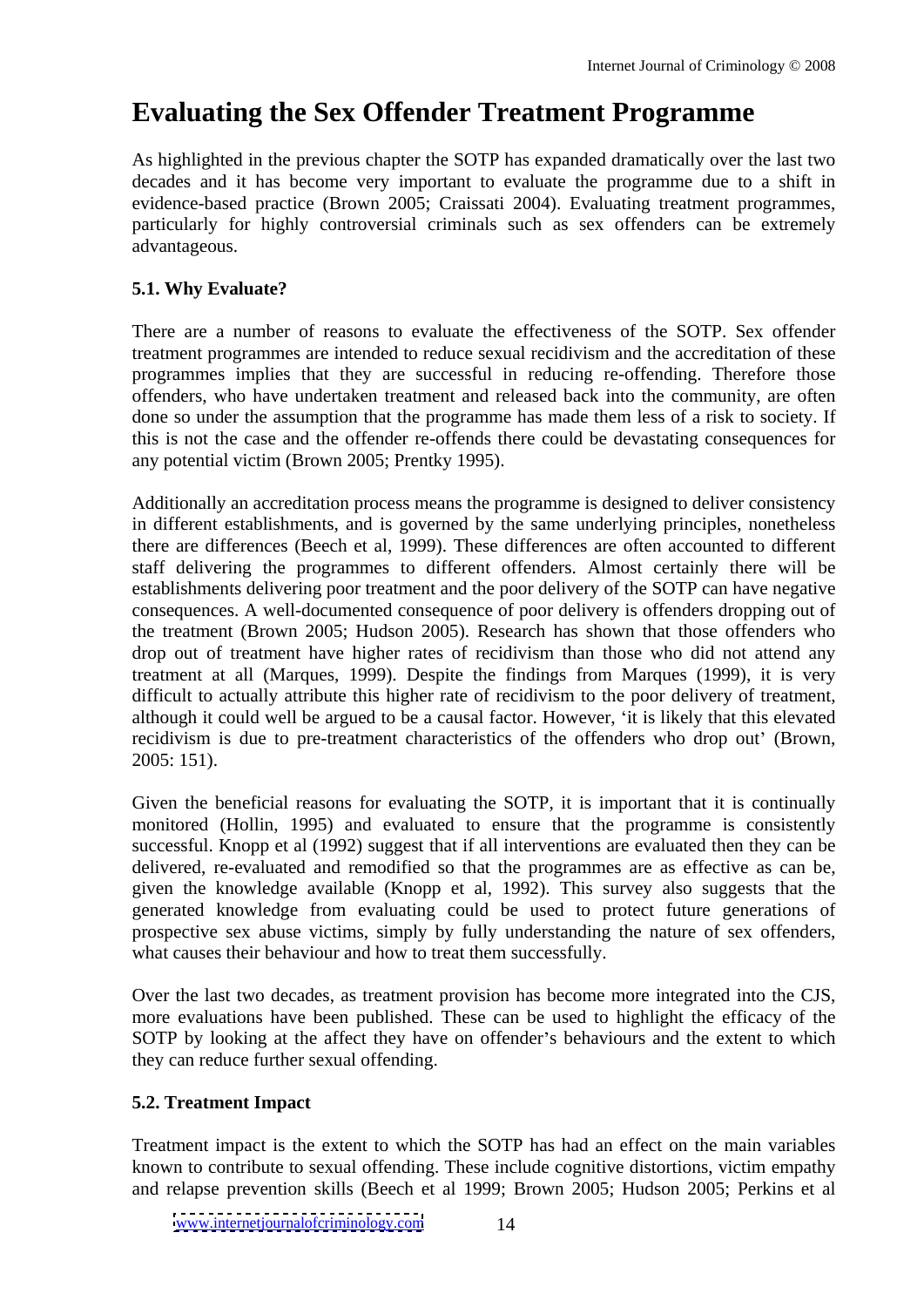# Evaluating the Sex Offender Treatment Programme

As highlighted in the previous chapter the SOTP has expanded dramatically over the last two decades and it has become very important to evaluate the programme due to a shift in evidence-based practice (Brown 2005; Craissati 2004). Evaluating treatment programmes, particularly for highly controversial criminals such as sex offenders can be extremely advantageous.

### 5.1. Why Evaluate?

There are a number of reasons to evaluate the effectiveness of the SOTP. Sex offender treatment programmes are intended to reduce sexual recidivism and the accreditation of these programmes implies that they are successful in reducing re-offending. Therefore those offenders, who have undertaken treatment and released back into the community, are often done so under the assumption that the programme has made them less of a risk to society. If this is not the case and the offender re-offends there could be devastating consequences for any potential victim (Brown 2005; Prentky 1995).

Additionally an accreditation process means the programme is designed to deliver consistency in different establishments, and is governed by the same underlying principles, nonetheless there are differences (Beech et al, 1999). These differences are often accounted to different staff delivering the programmes to different offenders. Almost certainly there will be establishments delivering poor treatment and the poor delivery of the SOTP can have negative consequences. A well-documented consequence of poor delivery is offenders dropping out of the treatment (Brown 2005; Hudson 2005). Research has shown that those offenders who drop out of treatment have higher rates of recidivism than those who did not attend any treatment at all (Marques, 1999). Despite the findings from Marques (1999), it is very difficult to actually attribute this higher rate of recidivism to the poor delivery of treatment, although it could well be argued to be a causal factor. However, 'it is likely that this elevated recidivism is due to pre-treatment characteristics of the offenders who drop out' (Brown, 2005: 151).

Given the beneficial reasons for evaluating the SOTP, it is important that it is continually monitored (Hollin, 1995) and evaluated to ensure that the programme is consistently successful. Knopp et al (1992) suggest that if all interventions are evaluated then they can be delivered, re-evaluated and remodified so that the programmes are as effective as can be, given the knowledge available (Knopp et al, 1992). This survey also suggests that the generated knowledge from evaluating could be used to protect future generations of prospective sex abuse victims, simply by fully understanding the nature of sex offenders, what causes their behaviour and how to treat them successfully.

Over the last two decades, as treatment provision has become more integrated into the CJS, more evaluations have been published. These can be used to highlight the efficacy of the SOTP by looking at the affect they have on offender's behaviours and the extent to which they can reduce further sexual offending.

### 5.2. Treatment Impact

Treatment impact is the extent to which the SOTP has had an effect on the main variables known to contribute to sexual offending. These include cognitive distortions, victim empathy and relapse prevention skills (Beech et al 1999; Brown 2005; Hudson 2005; Perkins et al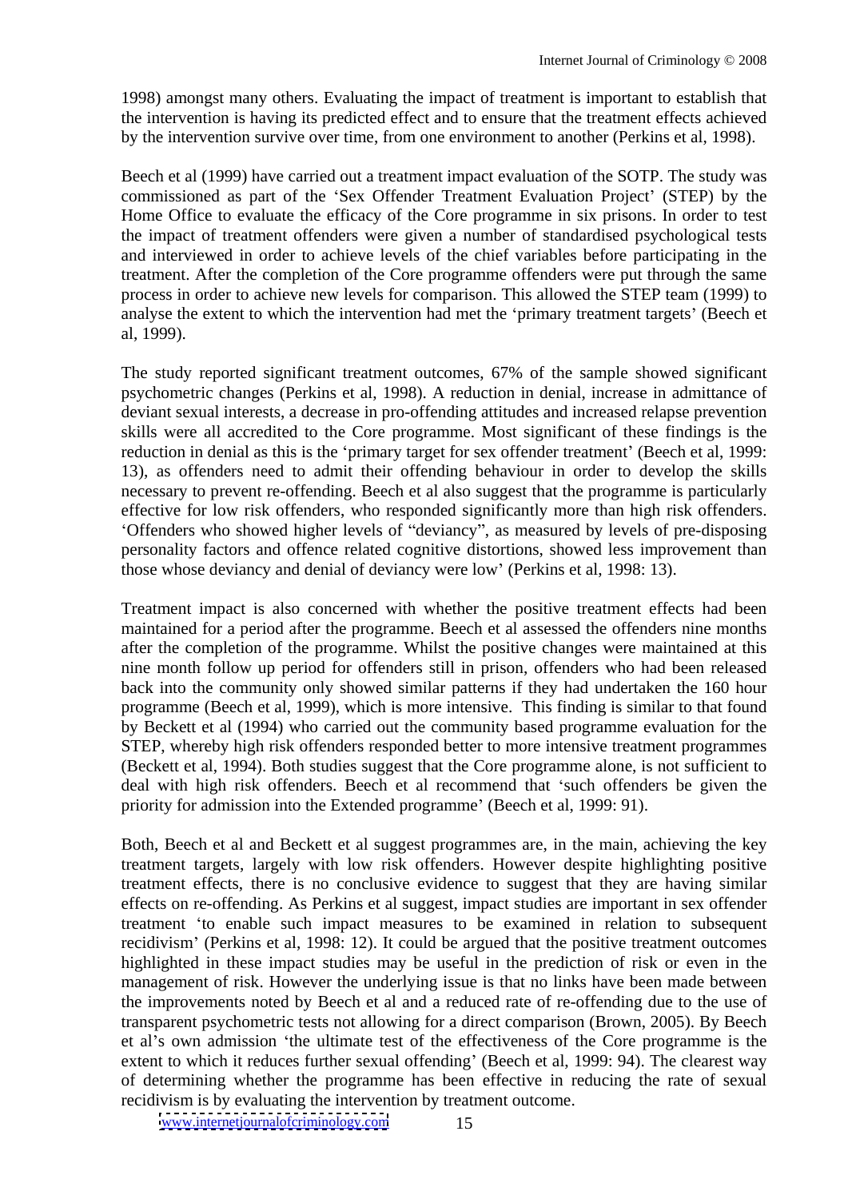1998) amongst many others. Evaluating the impact of treatment is important to establish that the intervention is having its predicted effect and to ensure that the treatment effects achieved by the intervention survive over time, from one environment to another (Perkins et al, 1998).

Beech et al (1999) have carried out a treatment impact evaluation of the SOTP. The study was commissioned as part of the 'Sex Offender Treatment Evaluation Project' (STEP) by the Home Office to evaluate the efficacy of the Core programme in six prisons. In order to test the impact of treatment offenders were given a number of standardised psychological tests and interviewed in order to achieve levels of the chief variables before participating in the treatment. After the completion of the Core programme offenders were put through the same process in order to achieve new levels for comparison. This allowed the STEP team (1999) to analyse the extent to which the intervention had met the 'primary treatment targets' (Beech et al, 1999).

The study reported significant treatment outcomes, 67% of the sample showed significant psychometric changes (Perkins et al, 1998). A reduction in denial, increase in admittance of deviant sexual interests, a decrease in pro-offending attitudes and increased relapse prevention skills were all accredited to the Core programme. Most significant of these findings is the reduction in denial as this is the 'primary target for sex offender treatment' (Beech et al, 1999: 13), as offenders need to admit their offending behaviour in order to develop the skills necessary to prevent re-offending. Beech et al also suggest that the programme is particularly effective for low risk offenders, who responded significantly more than high risk offenders. 'Offenders who showed higher levels of "deviancy", as measured by levels of pre-disposing personality factors and offence related cognitive distortions, showed less improvement than those whose deviancy and denial of deviancy were low' (Perkins et al, 1998: 13).

Treatment impact is also concerned with whether the positive treatment effects had been maintained for a period after the programme. Beech et al assessed the offenders nine months after the completion of the programme. Whilst the positive changes were maintained at this nine month follow up period for offenders still in prison, offenders who had been released back into the community only showed similar patterns if they had undertaken the 160 hour programme (Beech et al, 1999), which is more intensive. This finding is similar to that found by Beckett et al (1994) who carried out the community based programme evaluation for the STEP, whereby high risk offenders responded better to more intensive treatment programmes (Beckett et al, 1994). Both studies suggest that the Core programme alone, is not sufficient to deal with high risk offenders. Beech et al recommend that 'such offenders be given the priority for admission into the Extended programme' (Beech et al, 1999: 91).

Both, Beech et al and Beckett et al suggest programmes are, in the main, achieving the key treatment targets, largely with low risk offenders. However despite highlighting positive treatment effects, there is no conclusive evidence to suggest that they are having similar effects on re-offending. As Perkins et al suggest, impact studies are important in sex offender treatment 'to enable such impact measures to be examined in relation to subsequent recidivism' (Perkins et al, 1998: 12). It could be argued that the positive treatment outcomes highlighted in these impact studies may be useful in the prediction of risk or even in the management of risk. However the underlying issue is that no links have been made between the improvements noted by Beech et al and a reduced rate of re-offending due to the use of transparent psychometric tests not allowing for a direct comparison (Brown, 2005). By Beech et al's own admission 'the ultimate test of the effectiveness of the Core programme is the extent to which it reduces further sexual offending' (Beech et al, 1999: 94). The clearest way of determining whether the programme has been effective in reducing the rate of sexual recidivism is by evaluating the intervention by treatment outcome.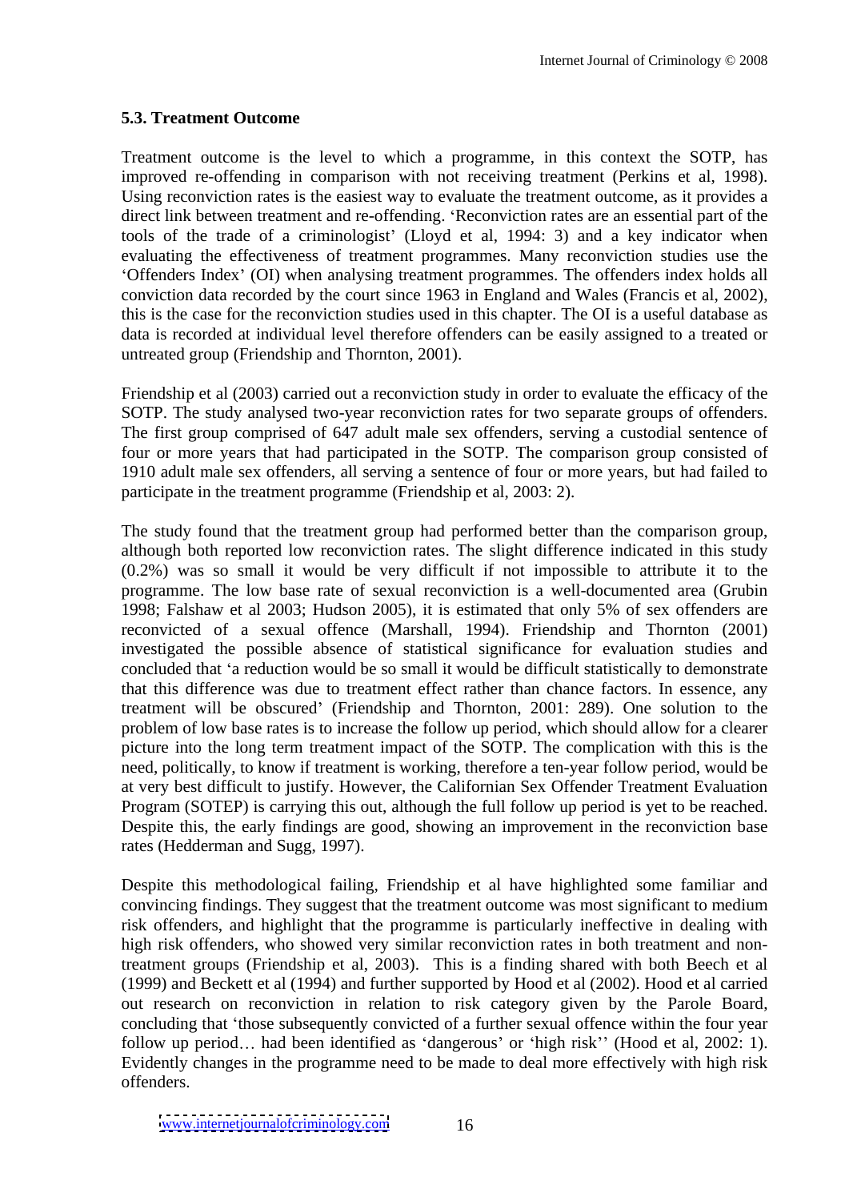### 5.3. Treatment Outcome

Treatment outcome is the level to which a programme, in this context the SOTP, has improved re-offending in comparison with not receiving treatment (Perkins et al, 1998). Using reconviction rates is the easiest way to evaluate the treatment outcome, as it provides a direct link between treatment and re-offending. 'Reconviction rates are an essential part of the tools of the trade of a criminologist' (Lloyd et al, 1994: 3) and a key indicator when evaluating the effectiveness of treatment programmes. Many reconviction studies use the 'Offenders Index' (OI) when analysing treatment programmes. The offenders index holds all conviction data recorded by the court since 1963 in England and Wales (Francis et al, 2002), this is the case for the reconviction studies used in this chapter. The OI is a useful database as data is recorded at individual level therefore offenders can be easily assigned to a treated or untreated group (Friendship and Thornton, 2001).

Friendship et al (2003) carried out a reconviction study in order to evaluate the efficacy of the SOTP. The study analysed two-year reconviction rates for two separate groups of offenders. The first group comprised of 647 adult male sex offenders, serving a custodial sentence of four or more years that had participated in the SOTP. The comparison group consisted of 1910 adult male sex offenders, all serving a sentence of four or more years, but had failed to participate in the treatment programme (Friendship et al, 2003: 2).

The study found that the treatment group had performed better than the comparison group, although both reported low reconviction rates. The slight difference indicated in this study (0.2%) was so small it would be very difficult if not impossible to attribute it to the programme. The low base rate of sexual reconviction is a well-documented area (Grubin 1998; Falshaw et al 2003; Hudson 2005), it is estimated that only 5% of sex offenders are reconvicted of a sexual offence (Marshall, 1994). Friendship and Thornton (2001) investigated the possible absence of statistical significance for evaluation studies and concluded that 'a reduction would be so small it would be difficult statistically to demonstrate that this difference was due to treatment effect rather than chance factors. In essence, any treatment will be obscured' (Friendship and Thornton, 2001: 289). One solution to the problem of low base rates is to increase the follow up period, which should allow for a clearer picture into the long term treatment impact of the SOTP. The complication with this is the need, politically, to know if treatment is working, therefore a ten-year follow period, would be at very best difficult to justify. However, the Californian Sex Offender Treatment Evaluation Program (SOTEP) is carrying this out, although the full follow up period is yet to be reached. Despite this, the early findings are good, showing an improvement in the reconviction base rates (Hedderman and Sugg, 1997).

Despite this methodological failing, Friendship et al have highlighted some familiar and convincing findings. They suggest that the treatment outcome was most significant to medium risk offenders, and highlight that the programme is particularly ineffective in dealing with high risk offenders, who showed very similar reconviction rates in both treatment and non-treatment groups (Friendship et al, 2003). This is a finding shared with both Beech et al (1999) and Beckett et al (1994) and further supported by Hood et al (2002). Hood et al carried out research on reconviction in relation to risk category given by the Parole Board, concluding that 'those subsequently convicted of a further sexual offence within the four year follow up period… had been identified as 'dangerous' or 'high risk'' (Hood et al, 2002: 1). Evidently changes in the programme need to be made to deal more effectively with high risk offenders.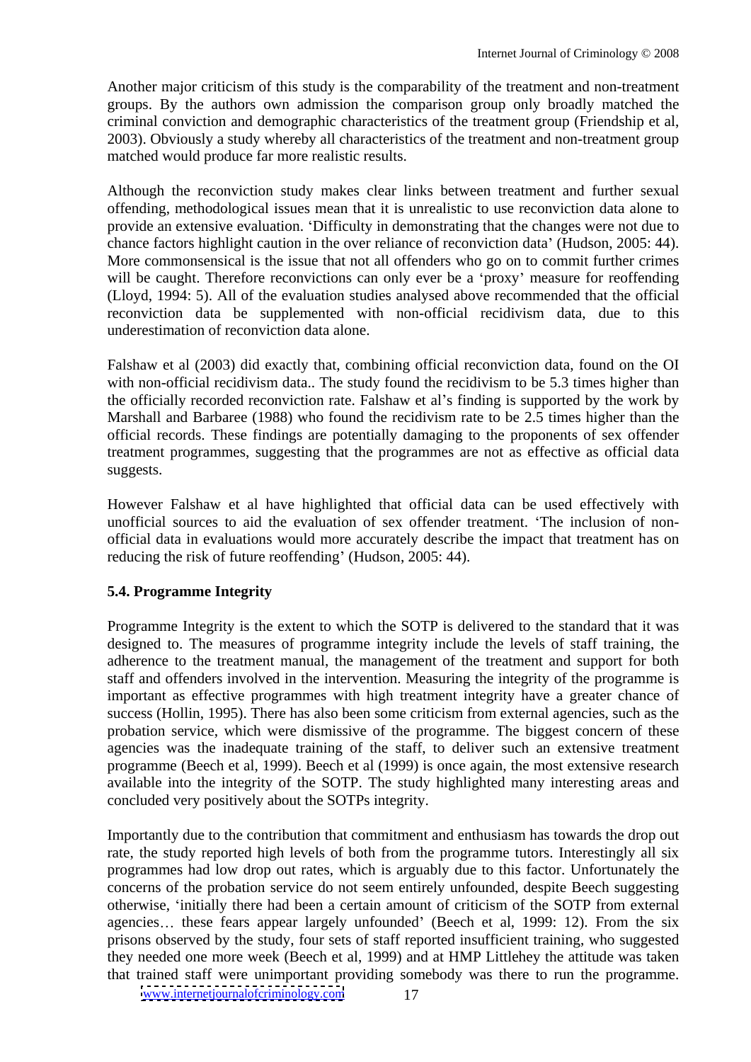Another major criticism of this study is the comparability of the treatment and non-treatment groups. By the authors own admission the comparison group only broadly matched the criminal conviction and demographic characteristics of the treatment group (Friendship et al, 2003). Obviously a study whereby all characteristics of the treatment and non-treatment group matched would produce far more realistic results.

Although the reconviction study makes clear links between treatment and further sexual offending, methodological issues mean that it is unrealistic to use reconviction data alone to provide an extensive evaluation. 'Difficulty in demonstrating that the changes were not due to chance factors highlight caution in the over reliance of reconviction data' (Hudson, 2005: 44). More commonsensical is the issue that not all offenders who go on to commit further crimes will be caught. Therefore reconvictions can only ever be a 'proxy' measure for reoffending (Lloyd, 1994: 5). All of the evaluation studies analysed above recommended that the official reconviction data be supplemented with non-official recidivism data, due to this underestimation of reconviction data alone.

Falshaw et al (2003) did exactly that, combining official reconviction data, found on the OI with non-official recidivism data.. The study found the recidivism to be 5.3 times higher than the officially recorded reconviction rate. Falshaw et al's finding is supported by the work by Marshall and Barbaree (1988) who found the recidivism rate to be 2.5 times higher than the official records. These findings are potentially damaging to the proponents of sex offender treatment programmes, suggesting that the programmes are not as effective as official data suggests.

However Falshaw et al have highlighted that official data can be used effectively with unofficial sources to aid the evaluation of sex offender treatment. 'The inclusion of non-official data in evaluations would more accurately describe the impact that treatment has on reducing the risk of future reoffending' (Hudson, 2005: 44).

### 5.4. Programme Integrity

Programme Integrity is the extent to which the SOTP is delivered to the standard that it was designed to. The measures of programme integrity include the levels of staff training, the adherence to the treatment manual, the management of the treatment and support for both staff and offenders involved in the intervention. Measuring the integrity of the programme is important as effective programmes with high treatment integrity have a greater chance of success (Hollin, 1995). There has also been some criticism from external agencies, such as the probation service, which were dismissive of the programme. The biggest concern of these agencies was the inadequate training of the staff, to deliver such an extensive treatment programme (Beech et al, 1999). Beech et al (1999) is once again, the most extensive research available into the integrity of the SOTP. The study highlighted many interesting areas and concluded very positively about the SOTPs integrity.

Importantly due to the contribution that commitment and enthusiasm has towards the drop out rate, the study reported high levels of both from the programme tutors. Interestingly all six programmes had low drop out rates, which is arguably due to this factor. Unfortunately the concerns of the probation service do not seem entirely unfounded, despite Beech suggesting otherwise, 'initially there had been a certain amount of criticism of the SOTP from external agencies… these fears appear largely unfounded' (Beech et al, 1999: 12). From the six prisons observed by the study, four sets of staff reported insufficient training, who suggested they needed one more week (Beech et al, 1999) and at HMP Littlehey the attitude was taken that trained staff were unimportant providing somebody was there to run the programme.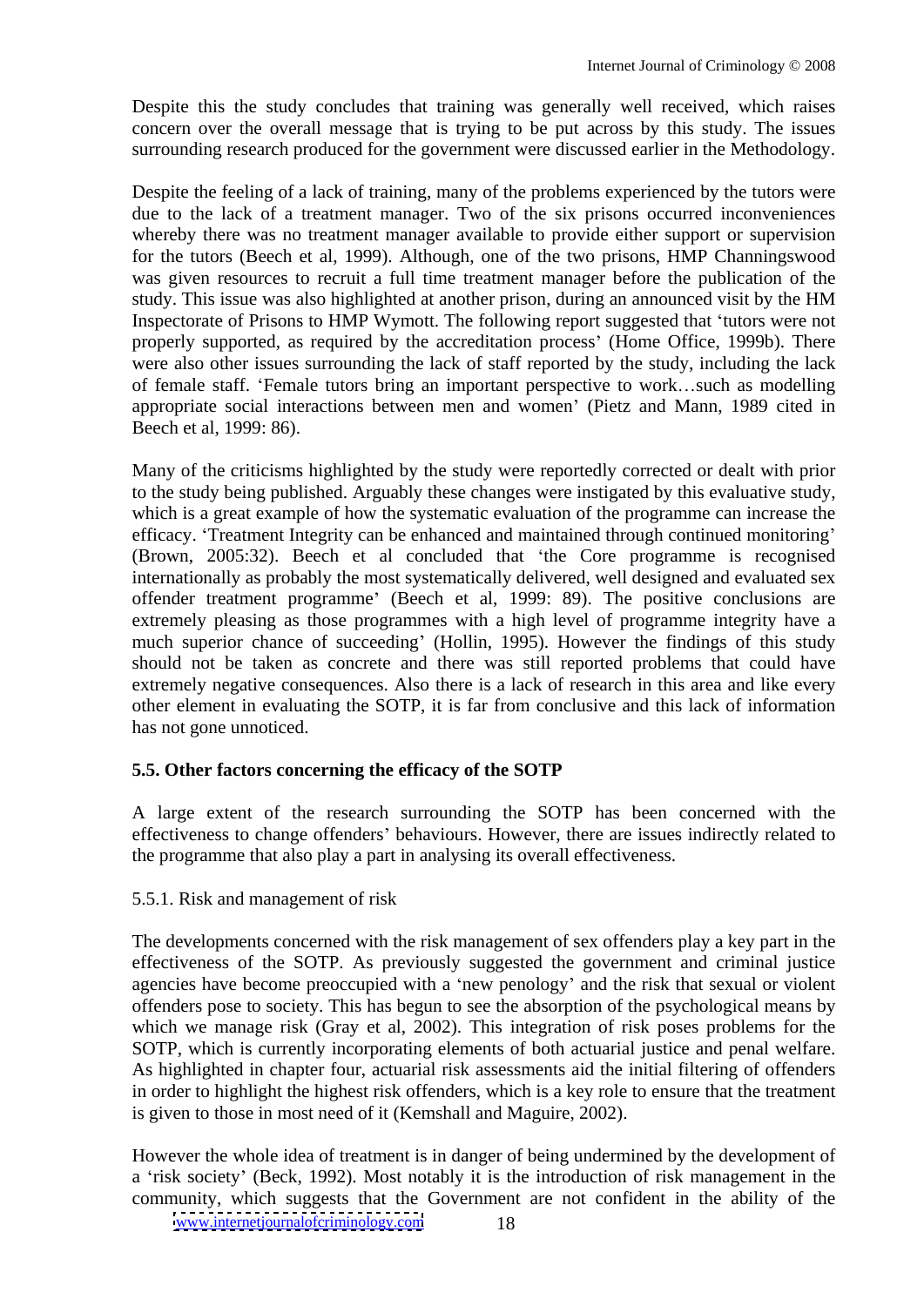Despite this the study concludes that training was generally well received, which raises concern over the overall message that is trying to be put across by this study. The issues surrounding research produced for the government were discussed earlier in the Methodology.

Despite the feeling of a lack of training, many of the problems experienced by the tutors were due to the lack of a treatment manager. Two of the six prisons occurred inconveniences whereby there was no treatment manager available to provide either support or supervision for the tutors (Beech et al, 1999). Although, one of the two prisons, HMP Channingswood was given resources to recruit a full time treatment manager before the publication of the study. This issue was also highlighted at another prison, during an announced visit by the HM Inspectorate of Prisons to HMP Wymott. The following report suggested that 'tutors were not properly supported, as required by the accreditation process' (Home Office, 1999b). There were also other issues surrounding the lack of staff reported by the study, including the lack of female staff. 'Female tutors bring an important perspective to work…such as modelling appropriate social interactions between men and women' (Pietz and Mann, 1989 cited in Beech et al, 1999: 86).

Many of the criticisms highlighted by the study were reportedly corrected or dealt with prior to the study being published. Arguably these changes were instigated by this evaluative study, which is a great example of how the systematic evaluation of the programme can increase the efficacy. 'Treatment Integrity can be enhanced and maintained through continued monitoring' (Brown, 2005:32). Beech et al concluded that 'the Core programme is recognised internationally as probably the most systematically delivered, well designed and evaluated sex offender treatment programme' (Beech et al, 1999: 89). The positive conclusions are extremely pleasing as those programmes with a high level of programme integrity have a much superior chance of succeeding' (Hollin, 1995). However the findings of this study should not be taken as concrete and there was still reported problems that could have extremely negative consequences. Also there is a lack of research in this area and like every other element in evaluating the SOTP, it is far from conclusive and this lack of information has not gone unnoticed.

### 5.5. Other factors concerning the efficacy of the SOTP

A large extent of the research surrounding the SOTP has been concerned with the effectiveness to change offenders' behaviours. However, there are issues indirectly related to the programme that also play a part in analysing its overall effectiveness.

#### 5.5.1. Risk and management of risk

The developments concerned with the risk management of sex offenders play a key part in the effectiveness of the SOTP. As previously suggested the government and criminal justice agencies have become preoccupied with a 'new penology' and the risk that sexual or violent offenders pose to society. This has begun to see the absorption of the psychological means by which we manage risk (Gray et al, 2002). This integration of risk poses problems for the SOTP, which is currently incorporating elements of both actuarial justice and penal welfare. As highlighted in chapter four, actuarial risk assessments aid the initial filtering of offenders in order to highlight the highest risk offenders, which is a key role to ensure that the treatment is given to those in most need of it (Kemshall and Maguire, 2002).

However the whole idea of treatment is in danger of being undermined by the development of a 'risk society' (Beck, 1992). Most notably it is the introduction of risk management in the community, which suggests that the Government are not confident in the ability of the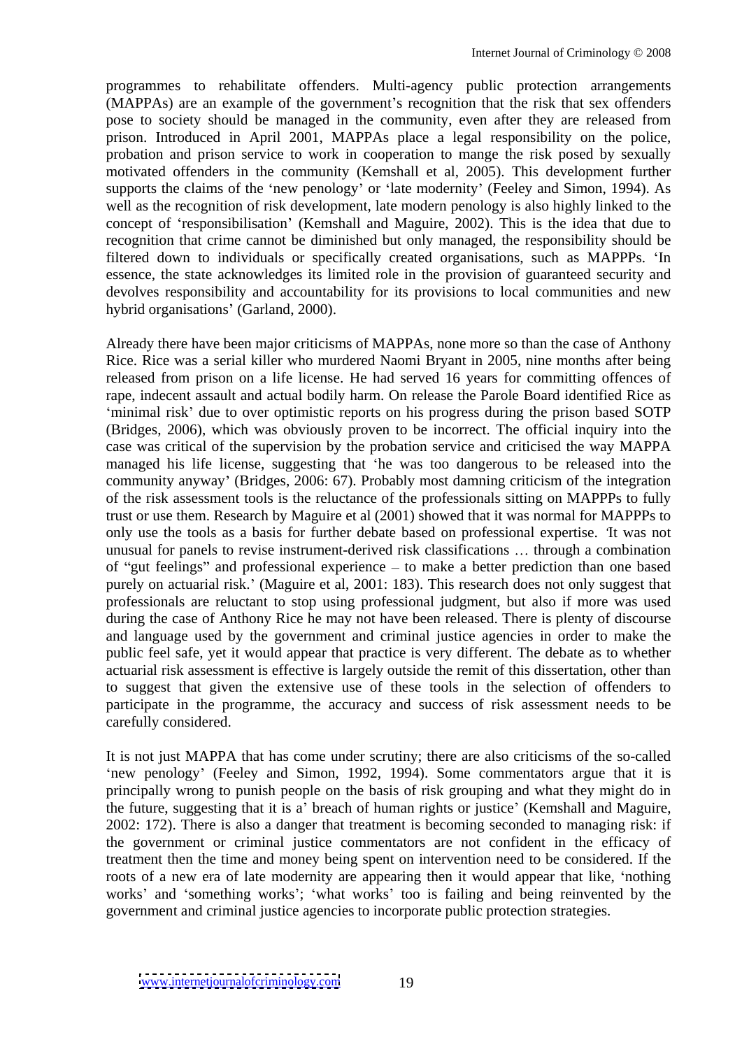programmes to rehabilitate offenders. Multi-agency public protection arrangements (MAPPAs) are an example of the government's recognition that the risk that sex offenders pose to society should be managed in the community, even after they are released from prison. Introduced in April 2001, MAPPAs place a legal responsibility on the police, probation and prison service to work in cooperation to mange the risk posed by sexually motivated offenders in the community (Kemshall et al, 2005). This development further supports the claims of the 'new penology' or 'late modernity' (Feeley and Simon, 1994). As well as the recognition of risk development, late modern penology is also highly linked to the concept of 'responsibilisation' (Kemshall and Maguire, 2002). This is the idea that due to recognition that crime cannot be diminished but only managed, the responsibility should be filtered down to individuals or specifically created organisations, such as MAPPPs. 'In essence, the state acknowledges its limited role in the provision of guaranteed security and devolves responsibility and accountability for its provisions to local communities and new hybrid organisations' (Garland, 2000).

Already there have been major criticisms of MAPPAs, none more so than the case of Anthony Rice. Rice was a serial killer who murdered Naomi Bryant in 2005, nine months after being released from prison on a life license. He had served 16 years for committing offences of rape, indecent assault and actual bodily harm. On release the Parole Board identified Rice as 'minimal risk' due to over optimistic reports on his progress during the prison based SOTP (Bridges, 2006), which was obviously proven to be incorrect. The official inquiry into the case was critical of the supervision by the probation service and criticised the way MAPPA managed his life license, suggesting that 'he was too dangerous to be released into the community anyway' (Bridges, 2006: 67). Probably most damning criticism of the integration of the risk assessment tools is the reluctance of the professionals sitting on MAPPPs to fully trust or use them. Research by Maguire et al (2001) showed that it was normal for MAPPPs to only use the tools as a basis for further debate based on professional expertise. 'It was not unusual for panels to revise instrument-derived risk classifications … through a combination of "gut feelings" and professional experience – to make a better prediction than one based purely on actuarial risk.' (Maguire et al, 2001: 183). This research does not only suggest that professionals are reluctant to stop using professional judgment, but also if more was used during the case of Anthony Rice he may not have been released. There is plenty of discourse and language used by the government and criminal justice agencies in order to make the public feel safe, yet it would appear that practice is very different. The debate as to whether actuarial risk assessment is effective is largely outside the remit of this dissertation, other than to suggest that given the extensive use of these tools in the selection of offenders to participate in the programme, the accuracy and success of risk assessment needs to be carefully considered.

It is not just MAPPA that has come under scrutiny; there are also criticisms of the so-called 'new penology' (Feeley and Simon, 1992, 1994). Some commentators argue that it is principally wrong to punish people on the basis of risk grouping and what they might do in the future, suggesting that it is a' breach of human rights or justice' (Kemshall and Maguire, 2002: 172). There is also a danger that treatment is becoming seconded to managing risk: if the government or criminal justice commentators are not confident in the efficacy of treatment then the time and money being spent on intervention need to be considered. If the roots of a new era of late modernity are appearing then it would appear that like, 'nothing works' and 'something works'; 'what works' too is failing and being reinvented by the government and criminal justice agencies to incorporate public protection strategies.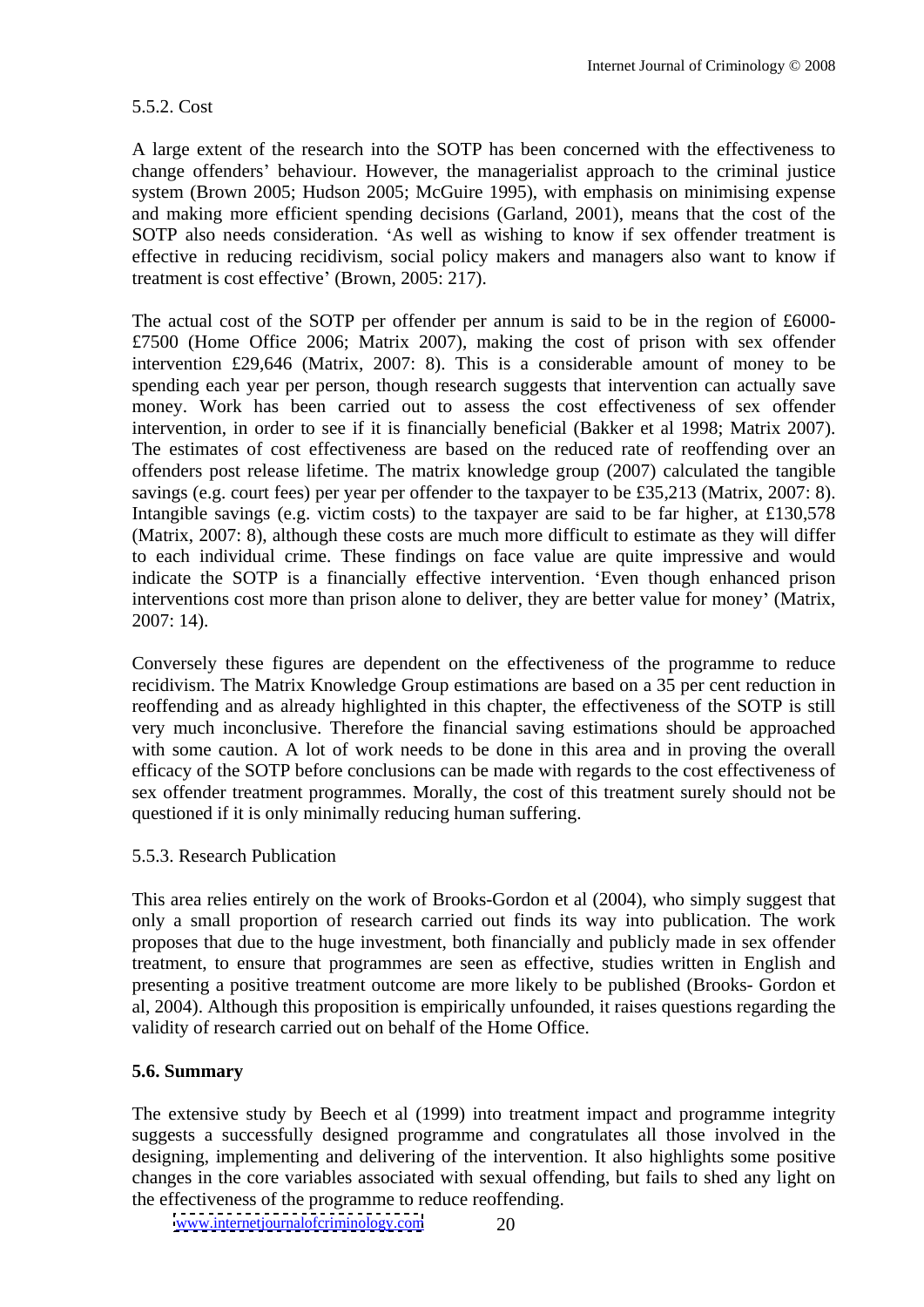5.5.2. Cost

A large extent of the research into the SOTP has been concerned with the effectiveness to change offenders' behaviour. However, the managerialist approach to the criminal justice system (Brown 2005; Hudson 2005; McGuire 1995), with emphasis on minimising expense and making more efficient spending decisions (Garland, 2001), means that the cost of the SOTP also needs consideration. 'As well as wishing to know if sex offender treatment is effective in reducing recidivism, social policy makers and managers also want to know if treatment is cost effective' (Brown, 2005: 217).

The actual cost of the SOTP per offender per annum is said to be in the region of £6000-£7500 (Home Office 2006; Matrix 2007), making the cost of prison with sex offender intervention £29,646 (Matrix, 2007: 8). This is a considerable amount of money to be spending each year per person, though research suggests that intervention can actually save money. Work has been carried out to assess the cost effectiveness of sex offender intervention, in order to see if it is financially beneficial (Bakker et al 1998; Matrix 2007). The estimates of cost effectiveness are based on the reduced rate of reoffending over an offenders post release lifetime. The matrix knowledge group (2007) calculated the tangible savings (e.g. court fees) per year per offender to the taxpayer to be £35,213 (Matrix, 2007: 8). Intangible savings (e.g. victim costs) to the taxpayer are said to be far higher, at £130,578 (Matrix, 2007: 8), although these costs are much more difficult to estimate as they will differ to each individual crime. These findings on face value are quite impressive and would indicate the SOTP is a financially effective intervention. 'Even though enhanced prison interventions cost more than prison alone to deliver, they are better value for money' (Matrix, 2007: 14).

Conversely these figures are dependent on the effectiveness of the programme to reduce recidivism. The Matrix Knowledge Group estimations are based on a 35 per cent reduction in reoffending and as already highlighted in this chapter, the effectiveness of the SOTP is still very much inconclusive. Therefore the financial saving estimations should be approached with some caution. A lot of work needs to be done in this area and in proving the overall efficacy of the SOTP before conclusions can be made with regards to the cost effectiveness of sex offender treatment programmes. Morally, the cost of this treatment surely should not be questioned if it is only minimally reducing human suffering.

5.5.3. Research Publication

This area relies entirely on the work of Brooks-Gordon et al (2004), who simply suggest that only a small proportion of research carried out finds its way into publication. The work proposes that due to the huge investment, both financially and publicly made in sex offender treatment, to ensure that programmes are seen as effective, studies written in English and presenting a positive treatment outcome are more likely to be published (Brooks- Gordon et al, 2004). Although this proposition is empirically unfounded, it raises questions regarding the validity of research carried out on behalf of the Home Office.

**5.6. Summary**

The extensive study by Beech et al (1999) into treatment impact and programme integrity suggests a successfully designed programme and congratulates all those involved in the designing, implementing and delivering of the intervention. It also highlights some positive changes in the core variables associated with sexual offending, but fails to shed any light on the effectiveness of the programme to reduce reoffending.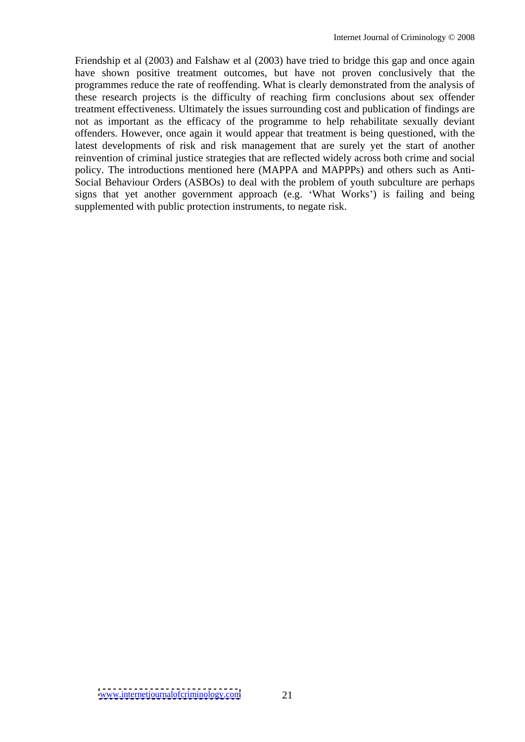Friendship et al (2003) and Falshaw et al (2003) have tried to bridge this gap and once again have shown positive treatment outcomes, but have not proven conclusively that the programmes reduce the rate of reoffending. What is clearly demonstrated from the analysis of these research projects is the difficulty of reaching firm conclusions about sex offender treatment effectiveness. Ultimately the issues surrounding cost and publication of findings are not as important as the efficacy of the programme to help rehabilitate sexually deviant offenders. However, once again it would appear that treatment is being questioned, with the latest developments of risk and risk management that are surely yet the start of another reinvention of criminal justice strategies that are reflected widely across both crime and social policy. The introductions mentioned here (MAPPA and MAPPPs) and others such as Anti-Social Behaviour Orders (ASBOs) to deal with the problem of youth subculture are perhaps signs that yet another government approach (e.g. 'What Works') is failing and being supplemented with public protection instruments, to negate risk.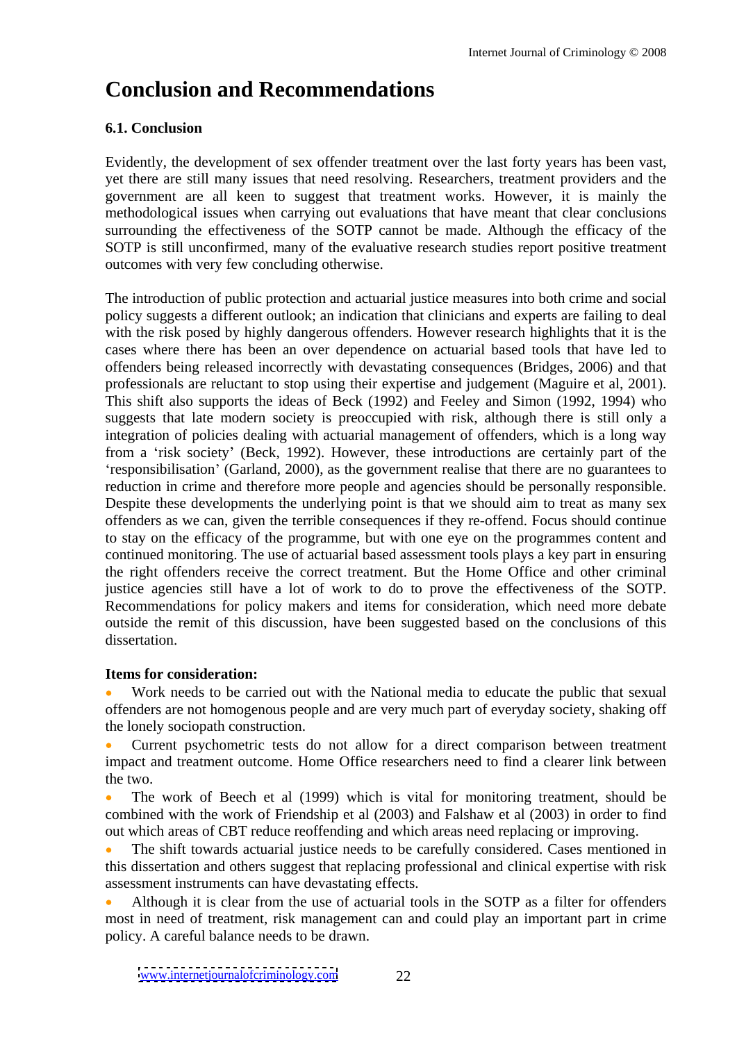# Conclusion and Recommendations

### 6.1. Conclusion

Evidently, the development of sex offender treatment over the last forty years has been vast, yet there are still many issues that need resolving. Researchers, treatment providers and the government are all keen to suggest that treatment works. However, it is mainly the methodological issues when carrying out evaluations that have meant that clear conclusions surrounding the effectiveness of the SOTP cannot be made. Although the efficacy of the SOTP is still unconfirmed, many of the evaluative research studies report positive treatment outcomes with very few concluding otherwise.

The introduction of public protection and actuarial justice measures into both crime and social policy suggests a different outlook; an indication that clinicians and experts are failing to deal with the risk posed by highly dangerous offenders. However research highlights that it is the cases where there has been an over dependence on actuarial based tools that have led to offenders being released incorrectly with devastating consequences (Bridges, 2006) and that professionals are reluctant to stop using their expertise and judgement (Maguire et al, 2001). This shift also supports the ideas of Beck (1992) and Feeley and Simon (1992, 1994) who suggests that late modern society is preoccupied with risk, although there is still only a integration of policies dealing with actuarial management of offenders, which is a long way from a 'risk society' (Beck, 1992). However, these introductions are certainly part of the 'responsibilisation' (Garland, 2000), as the government realise that there are no guarantees to reduction in crime and therefore more people and agencies should be personally responsible. Despite these developments the underlying point is that we should aim to treat as many sex offenders as we can, given the terrible consequences if they re-offend. Focus should continue to stay on the efficacy of the programme, but with one eye on the programmes content and continued monitoring. The use of actuarial based assessment tools plays a key part in ensuring the right offenders receive the correct treatment. But the Home Office and other criminal justice agencies still have a lot of work to do to prove the effectiveness of the SOTP. Recommendations for policy makers and items for consideration, which need more debate outside the remit of this discussion, have been suggested based on the conclusions of this dissertation.

**Items for consideration:**

- Work needs to be carried out with the National media to educate the public that sexual offenders are not homogenous people and are very much part of everyday society, shaking off the lonely sociopath construction.
- Current psychometric tests do not allow for a direct comparison between treatment impact and treatment outcome. Home Office researchers need to find a clearer link between the two.
- The work of Beech et al (1999) which is vital for monitoring treatment, should be combined with the work of Friendship et al (2003) and Falshaw et al (2003) in order to find out which areas of CBT reduce reoffending and which areas need replacing or improving.
- The shift towards actuarial justice needs to be carefully considered. Cases mentioned in this dissertation and others suggest that replacing professional and clinical expertise with risk assessment instruments can have devastating effects.
- Although it is clear from the use of actuarial tools in the SOTP as a filter for offenders most in need of treatment, risk management can and could play an important part in crime policy. A careful balance needs to be drawn.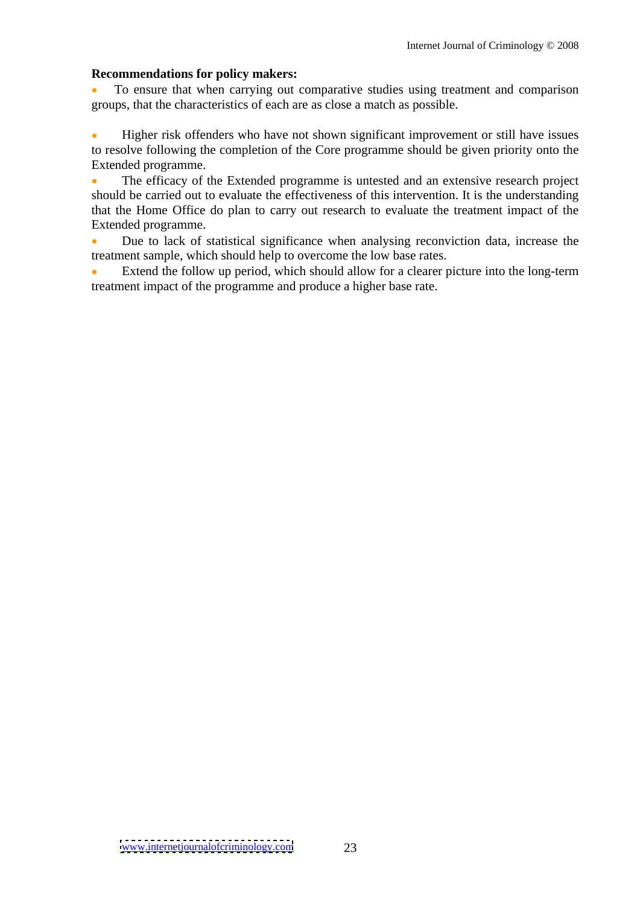**Recommendations for policy makers:**

- To ensure that when carrying out comparative studies using treatment and comparison groups, that the characteristics of each are as close a match as possible.

- Higher risk offenders who have not shown significant improvement or still have issues to resolve following the completion of the Core programme should be given priority onto the Extended programme.
- The efficacy of the Extended programme is untested and an extensive research project should be carried out to evaluate the effectiveness of this intervention. It is the understanding that the Home Office do plan to carry out research to evaluate the treatment impact of the Extended programme.
- Due to lack of statistical significance when analysing reconviction data, increase the treatment sample, which should help to overcome the low base rates.
- Extend the follow up period, which should allow for a clearer picture into the long-term treatment impact of the programme and produce a higher base rate.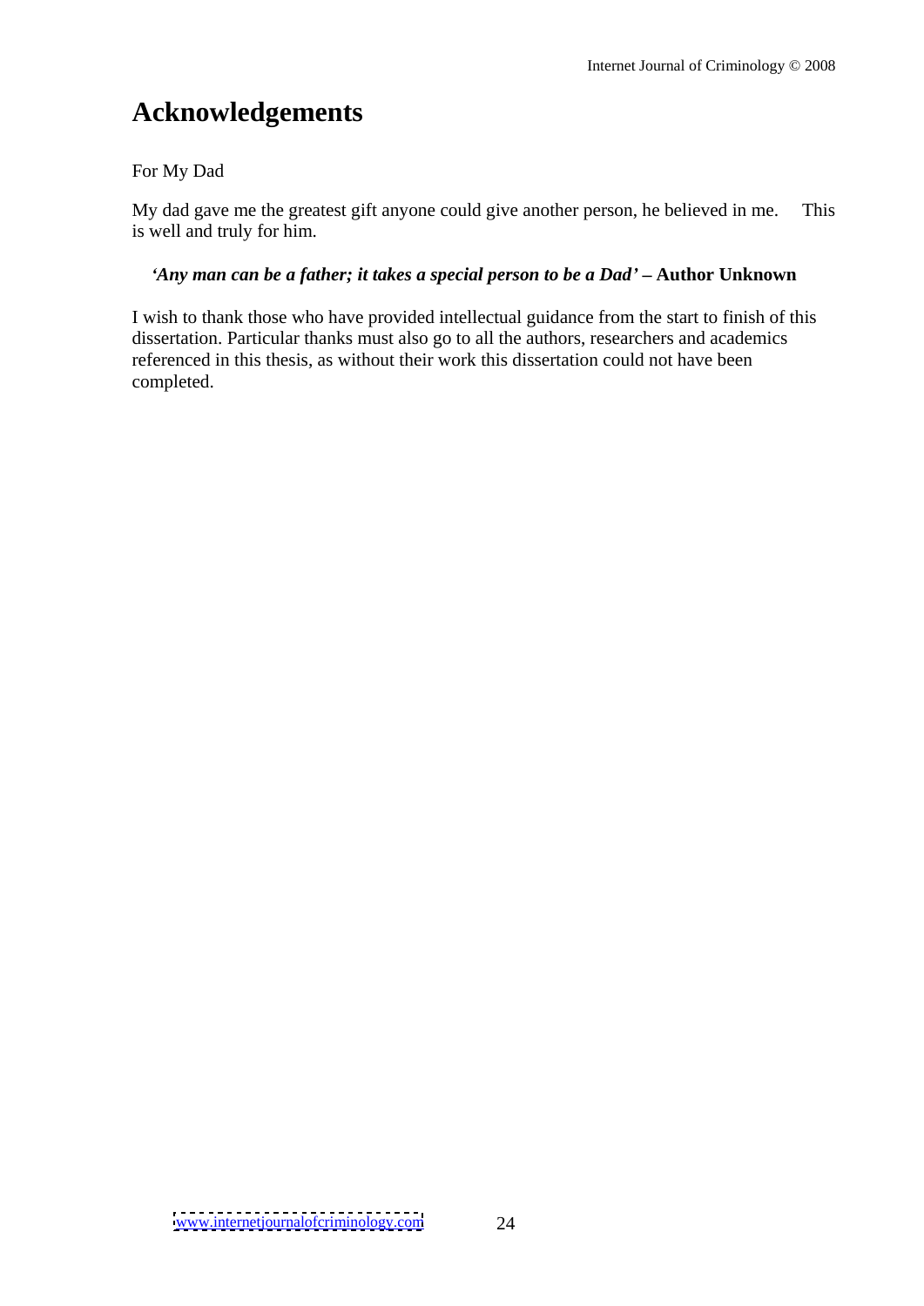# Acknowledgements

For My Dad

My dad gave me the greatest gift anyone could give another person, he believed in me. This is well and truly for him.

***'Any man can be a father; it takes a special person to be a Dad'* – Author Unknown**

I wish to thank those who have provided intellectual guidance from the start to finish of this dissertation. Particular thanks must also go to all the authors, researchers and academics referenced in this thesis, as without their work this dissertation could not have been completed.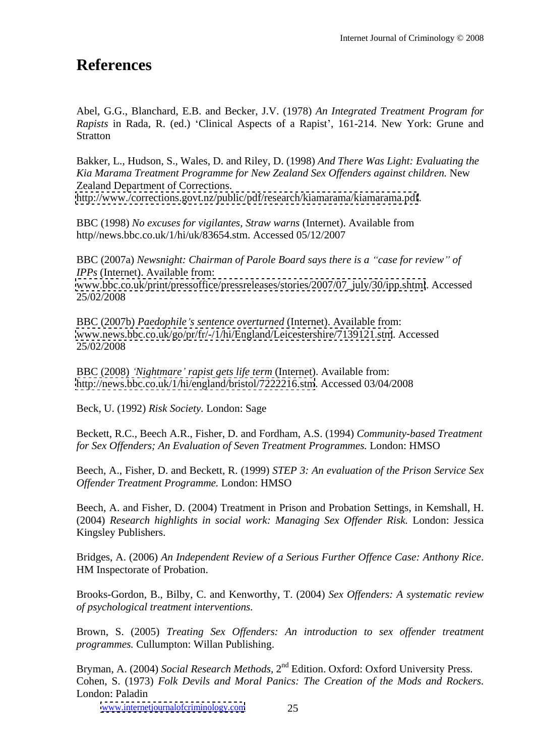# References

Abel, G.G., Blanchard, E.B. and Becker, J.V. (1978) *An Integrated Treatment Program for Rapists* in Rada, R. (ed.) 'Clinical Aspects of a Rapist', 161-214. New York: Grune and Stratton

Bakker, L., Hudson, S., Wales, D. and Riley, D. (1998) *And There Was Light: Evaluating the Kia Marama Treatment Programme for New Zealand Sex Offenders against children.* New Zealand Department of Corrections. http://www./corrections.govt.nz/public/pdf/research/kiamarama/kiamarama.pdf.

BBC (1998) *No excuses for vigilantes, Straw warns* (Internet). Available from http//news.bbc.co.uk/1/hi/uk/83654.stm. Accessed 05/12/2007

BBC (2007a) *Newsnight: Chairman of Parole Board says there is a "case for review" of IPPs* (Internet). Available from: www.bbc.co.uk/print/pressoffice/pressreleases/stories/2007/07_july/30/ipp.shtml. Accessed 25/02/2008

BBC (2007b) *Paedophile's sentence overturned* (Internet). Available from: www.news.bbc.co.uk/go/pr/fr/-/1/hi/England/Leicestershire/7139121.stm. Accessed 25/02/2008

BBC (2008) *'Nightmare' rapist gets life term* (Internet). Available from: http://news.bbc.co.uk/1/hi/england/bristol/7222216.stm. Accessed 03/04/2008

Beck, U. (1992) *Risk Society.* London: Sage

Beckett, R.C., Beech A.R., Fisher, D. and Fordham, A.S. (1994) *Community-based Treatment for Sex Offenders; An Evaluation of Seven Treatment Programmes.* London: HMSO

Beech, A., Fisher, D. and Beckett, R. (1999) *STEP 3: An evaluation of the Prison Service Sex Offender Treatment Programme.* London: HMSO

Beech, A. and Fisher, D. (2004) Treatment in Prison and Probation Settings, in Kemshall, H. (2004) *Research highlights in social work: Managing Sex Offender Risk.* London: Jessica Kingsley Publishers.

Bridges, A. (2006) *An Independent Review of a Serious Further Offence Case: Anthony Rice*. HM Inspectorate of Probation.

Brooks-Gordon, B., Bilby, C. and Kenworthy, T. (2004) *Sex Offenders: A systematic review of psychological treatment interventions.*

Brown, S. (2005) *Treating Sex Offenders: An introduction to sex offender treatment programmes.* Cullumpton: Willan Publishing.

Bryman, A. (2004) *Social Research Methods,* 2nd Edition. Oxford: Oxford University Press.

Cohen, S. (1973) *Folk Devils and Moral Panics: The Creation of the Mods and Rockers.* London: Paladin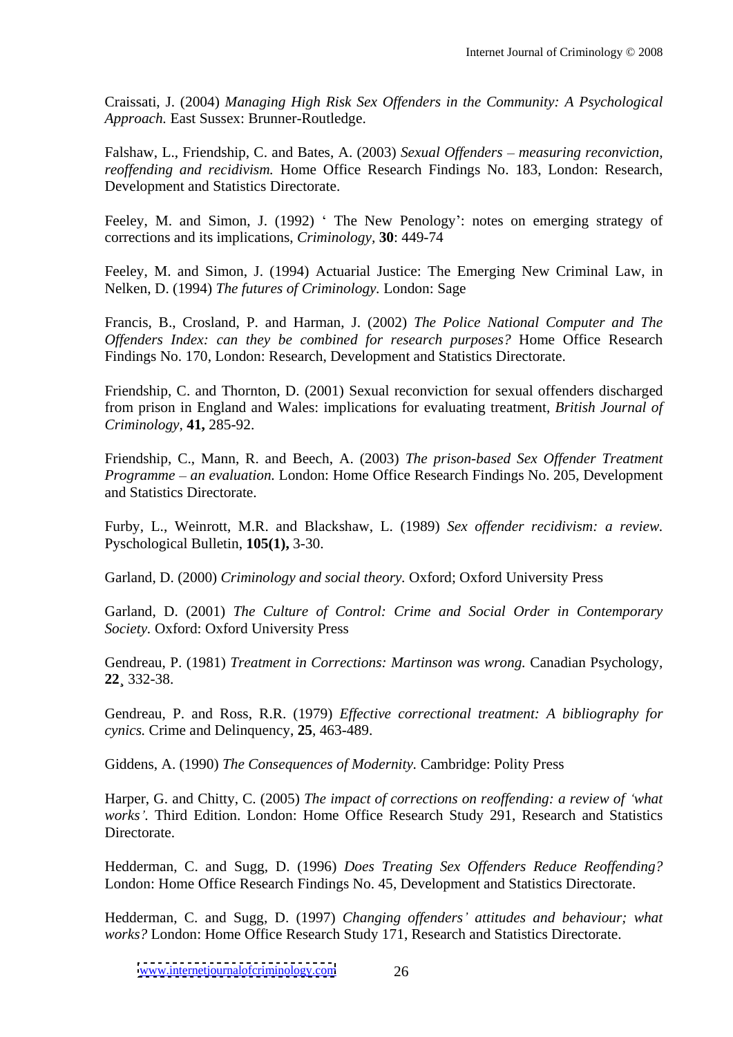Craissati, J. (2004) *Managing High Risk Sex Offenders in the Community: A Psychological Approach.* East Sussex: Brunner-Routledge.

Falshaw, L., Friendship, C. and Bates, A. (2003) *Sexual Offenders – measuring reconviction, reoffending and recidivism.* Home Office Research Findings No. 183, London: Research, Development and Statistics Directorate.

Feeley, M. and Simon, J. (1992) ' The New Penology': notes on emerging strategy of corrections and its implications, *Criminology,* **30**: 449-74

Feeley, M. and Simon, J. (1994) Actuarial Justice: The Emerging New Criminal Law, in Nelken, D. (1994) *The futures of Criminology.* London: Sage

Francis, B., Crosland, P. and Harman, J. (2002) *The Police National Computer and The Offenders Index: can they be combined for research purposes?* Home Office Research Findings No. 170, London: Research, Development and Statistics Directorate.

Friendship, C. and Thornton, D. (2001) Sexual reconviction for sexual offenders discharged from prison in England and Wales: implications for evaluating treatment, *British Journal of Criminology,* **41,** 285-92.

Friendship, C., Mann, R. and Beech, A. (2003) *The prison-based Sex Offender Treatment Programme – an evaluation.* London: Home Office Research Findings No. 205, Development and Statistics Directorate.

Furby, L., Weinrott, M.R. and Blackshaw, L. (1989) *Sex offender recidivism: a review.* Pyschological Bulletin, **105(1),** 3-30.

Garland, D. (2000) *Criminology and social theory.* Oxford; Oxford University Press

Garland, D. (2001) *The Culture of Control: Crime and Social Order in Contemporary Society.* Oxford: Oxford University Press

Gendreau, P. (1981) *Treatment in Corrections: Martinson was wrong.* Canadian Psychology, **22**¸ 332-38.

Gendreau, P. and Ross, R.R. (1979) *Effective correctional treatment: A bibliography for cynics.* Crime and Delinquency, **25**, 463-489.

Giddens, A. (1990) *The Consequences of Modernity.* Cambridge: Polity Press

Harper, G. and Chitty, C. (2005) *The impact of corrections on reoffending: a review of 'what works'.* Third Edition. London: Home Office Research Study 291, Research and Statistics Directorate.

Hedderman, C. and Sugg, D. (1996) *Does Treating Sex Offenders Reduce Reoffending?* London: Home Office Research Findings No. 45, Development and Statistics Directorate.

Hedderman, C. and Sugg, D. (1997) *Changing offenders' attitudes and behaviour; what works?* London: Home Office Research Study 171, Research and Statistics Directorate.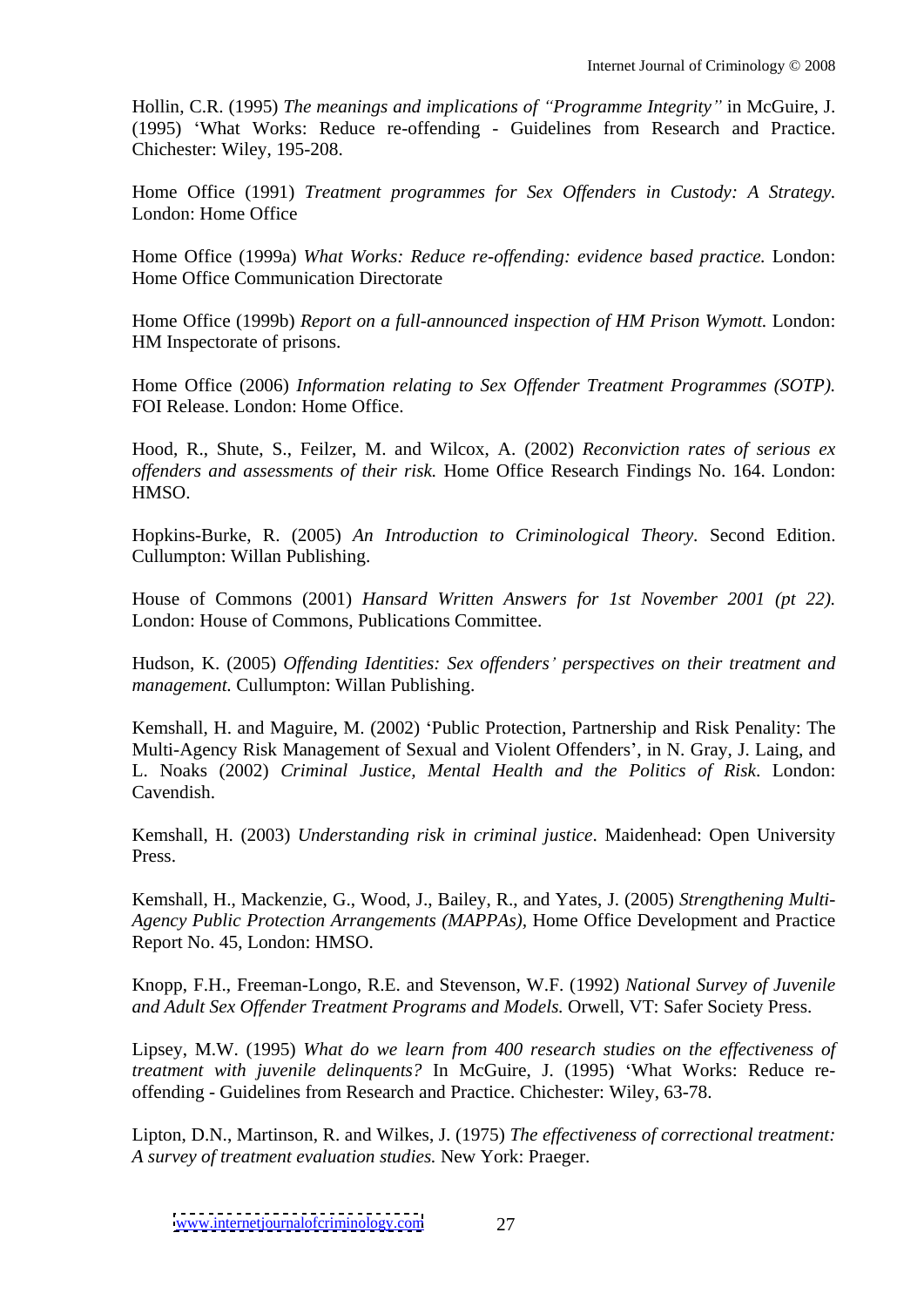Hollin, C.R. (1995) *The meanings and implications of "Programme Integrity"* in McGuire, J. (1995) 'What Works: Reduce re-offending - Guidelines from Research and Practice. Chichester: Wiley, 195-208.

Home Office (1991) *Treatment programmes for Sex Offenders in Custody: A Strategy.* London: Home Office

Home Office (1999a) *What Works: Reduce re-offending: evidence based practice.* London: Home Office Communication Directorate

Home Office (1999b) *Report on a full-announced inspection of HM Prison Wymott.* London: HM Inspectorate of prisons.

Home Office (2006) *Information relating to Sex Offender Treatment Programmes (SOTP).* FOI Release. London: Home Office.

Hood, R., Shute, S., Feilzer, M. and Wilcox, A. (2002) *Reconviction rates of serious ex offenders and assessments of their risk.* Home Office Research Findings No. 164. London: HMSO.

Hopkins-Burke, R. (2005) *An Introduction to Criminological Theory*. Second Edition. Cullumpton: Willan Publishing.

House of Commons (2001) *Hansard Written Answers for 1st November 2001 (pt 22).* London: House of Commons, Publications Committee.

Hudson, K. (2005) *Offending Identities: Sex offenders' perspectives on their treatment and management.* Cullumpton: Willan Publishing.

Kemshall, H. and Maguire, M. (2002) 'Public Protection, Partnership and Risk Penality: The Multi-Agency Risk Management of Sexual and Violent Offenders', in N. Gray, J. Laing, and L. Noaks (2002) *Criminal Justice, Mental Health and the Politics of Risk*. London: Cavendish.

Kemshall, H. (2003) *Understanding risk in criminal justice*. Maidenhead: Open University Press.

Kemshall, H., Mackenzie, G., Wood, J., Bailey, R., and Yates, J. (2005) *Strengthening Multi-Agency Public Protection Arrangements (MAPPAs)*, Home Office Development and Practice Report No. 45, London: HMSO.

Knopp, F.H., Freeman-Longo, R.E. and Stevenson, W.F. (1992) *National Survey of Juvenile and Adult Sex Offender Treatment Programs and Models.* Orwell, VT: Safer Society Press.

Lipsey, M.W. (1995) *What do we learn from 400 research studies on the effectiveness of treatment with juvenile delinquents?* In McGuire, J. (1995) 'What Works: Reduce re-offending - Guidelines from Research and Practice. Chichester: Wiley, 63-78.

Lipton, D.N., Martinson, R. and Wilkes, J. (1975) *The effectiveness of correctional treatment: A survey of treatment evaluation studies.* New York: Praeger.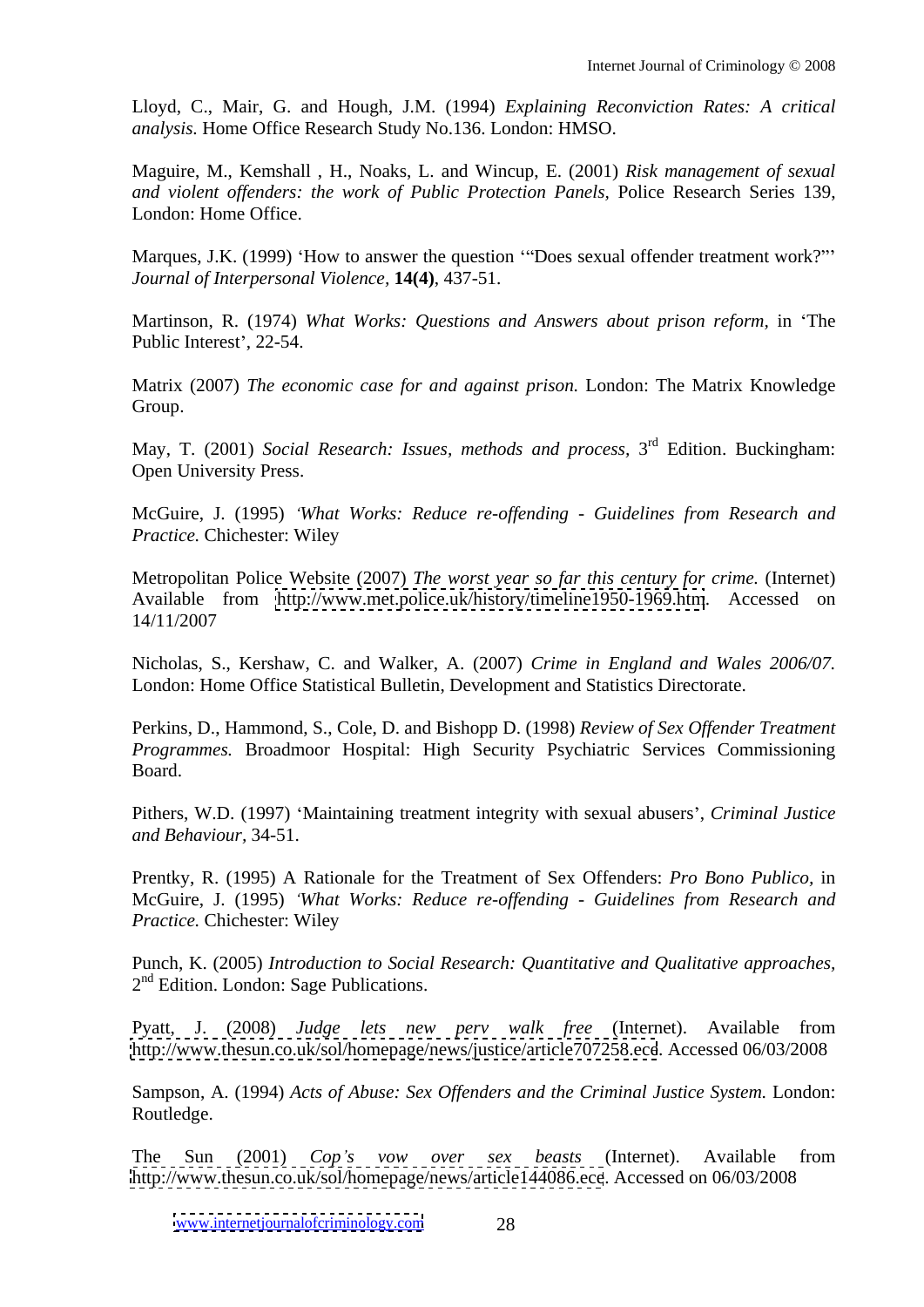Lloyd, C., Mair, G. and Hough, J.M. (1994) *Explaining Reconviction Rates: A critical analysis.* Home Office Research Study No.136. London: HMSO.

Maguire, M., Kemshall , H., Noaks, L. and Wincup, E. (2001) *Risk management of sexual and violent offenders: the work of Public Protection Panels*, Police Research Series 139, London: Home Office.

Marques, J.K. (1999) 'How to answer the question '"Does sexual offender treatment work?"' *Journal of Interpersonal Violence,* **14(4)**, 437-51.

Martinson, R. (1974) *What Works: Questions and Answers about prison reform*, in 'The Public Interest', 22-54.

Matrix (2007) *The economic case for and against prison.* London: The Matrix Knowledge Group.

May, T. (2001) *Social Research: Issues, methods and process,* 3rd Edition. Buckingham: Open University Press.

McGuire, J. (1995) *'What Works: Reduce re-offending - Guidelines from Research and Practice.* Chichester: Wiley

Metropolitan Police Website (2007) *The worst year so far this century for crime.* (Internet) Available from http://www.met.police.uk/history/timeline1950-1969.htm. Accessed on 14/11/2007

Nicholas, S., Kershaw, C. and Walker, A. (2007) *Crime in England and Wales 2006/07.* London: Home Office Statistical Bulletin, Development and Statistics Directorate.

Perkins, D., Hammond, S., Cole, D. and Bishopp D. (1998) *Review of Sex Offender Treatment Programmes.* Broadmoor Hospital: High Security Psychiatric Services Commissioning Board.

Pithers, W.D. (1997) 'Maintaining treatment integrity with sexual abusers', *Criminal Justice and Behaviour,* 34-51.

Prentky, R. (1995) A Rationale for the Treatment of Sex Offenders: *Pro Bono Publico,* in McGuire, J. (1995) *'What Works: Reduce re-offending - Guidelines from Research and Practice.* Chichester: Wiley

Punch, K. (2005) *Introduction to Social Research: Quantitative and Qualitative approaches,* 2nd Edition. London: Sage Publications.

Pyatt, J. (2008) *Judge lets new perv walk free* (Internet). Available from http://www.thesun.co.uk/sol/homepage/news/justice/article707258.ece. Accessed 06/03/2008

Sampson, A. (1994) *Acts of Abuse: Sex Offenders and the Criminal Justice System.* London: Routledge.

The Sun (2001) *Cop's vow over sex beasts* (Internet). Available from http://www.thesun.co.uk/sol/homepage/news/article144086.ece. Accessed on 06/03/2008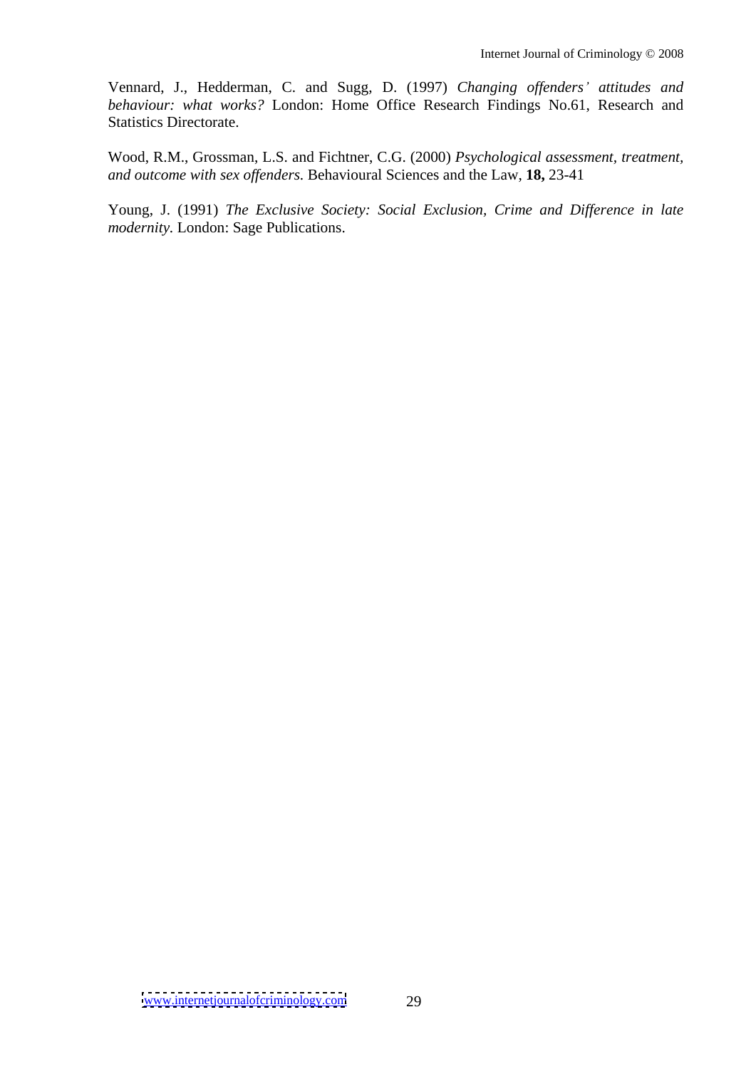Vennard, J., Hedderman, C. and Sugg, D. (1997) *Changing offenders' attitudes and behaviour: what works?* London: Home Office Research Findings No.61, Research and Statistics Directorate.

Wood, R.M., Grossman, L.S. and Fichtner, C.G. (2000) *Psychological assessment, treatment, and outcome with sex offenders.* Behavioural Sciences and the Law, **18,** 23-41

Young, J. (1991) *The Exclusive Society: Social Exclusion, Crime and Difference in late modernity.* London: Sage Publications.